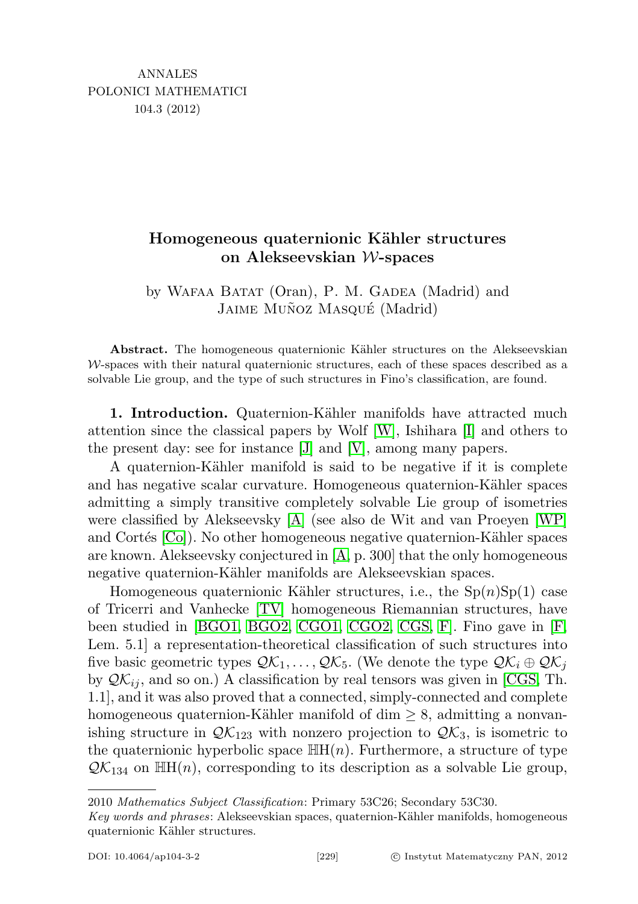ANNALES
POLONICI MATHEMATICI
104.3 (2012)

# Homogeneous quaternionic Kähler structures on Alekseevskian $\mathcal{W}$-spaces

by Wafaa Batat (Oran), P. M. Gadea (Madrid) and Jaime Muñoz Masqué (Madrid)

**Abstract.** The homogeneous quaternionic Kähler structures on the Alekseevskian $\mathcal{W}$-spaces with their natural quaternionic structures, each of these spaces described as a solvable Lie group, and the type of such structures in Fino's classification, are found.

**1. Introduction.** Quaternion-Kähler manifolds have attracted much attention since the classical papers by Wolf [W], Ishihara [I] and others to the present day: see for instance [J] and [V], among many papers.

A quaternion-Kähler manifold is said to be negative if it is complete and has negative scalar curvature. Homogeneous quaternion-Kähler spaces admitting a simply transitive completely solvable Lie group of isometries were classified by Alekseevsky [A] (see also de Wit and van Proeyen [WP] and Cortés [Co]). No other homogeneous negative quaternion-Kähler spaces are known. Alekseevsky conjectured in [A, p. 300] that the only homogeneous negative quaternion-Kähler manifolds are Alekseevskian spaces.

Homogeneous quaternionic Kähler structures, i.e., the $\mathrm{Sp}(n)\mathrm{Sp}(1)$ case of Tricerri and Vanhecke [TV] homogeneous Riemannian structures, have been studied in [BGO1, BGO2, CGO1, CGO2, CGS, F]. Fino gave in [F, Lem. 5.1] a representation-theoretical classification of such structures into five basic geometric types $\mathcal{QK}_1, \dots, \mathcal{QK}_5$. (We denote the type $\mathcal{QK}_i \oplus \mathcal{QK}_j$ by $\mathcal{QK}_{ij}$, and so on.) A classification by real tensors was given in [CGS, Th. 1.1], and it was also proved that a connected, simply-connected and complete homogeneous quaternion-Kähler manifold of $\dim \geq 8$, admitting a nonvanishing structure in $\mathcal{QK}_{123}$ with nonzero projection to $\mathcal{QK}_3$, is isometric to the quaternionic hyperbolic space $\mathbb{H}\mathrm{H}(n)$. Furthermore, a structure of type $\mathcal{QK}_{134}$ on $\mathbb{H}\mathrm{H}(n)$, corresponding to its description as a solvable Lie group,

2010 *Mathematics Subject Classification*: Primary 53C26; Secondary 53C30.
*Key words and phrases*: Alekseevskian spaces, quaternion-Kähler manifolds, homogeneous quaternionic Kähler structures.

DOI: 10.4064/ap104-3-2 © Instytut Matematyczny PAN, 2012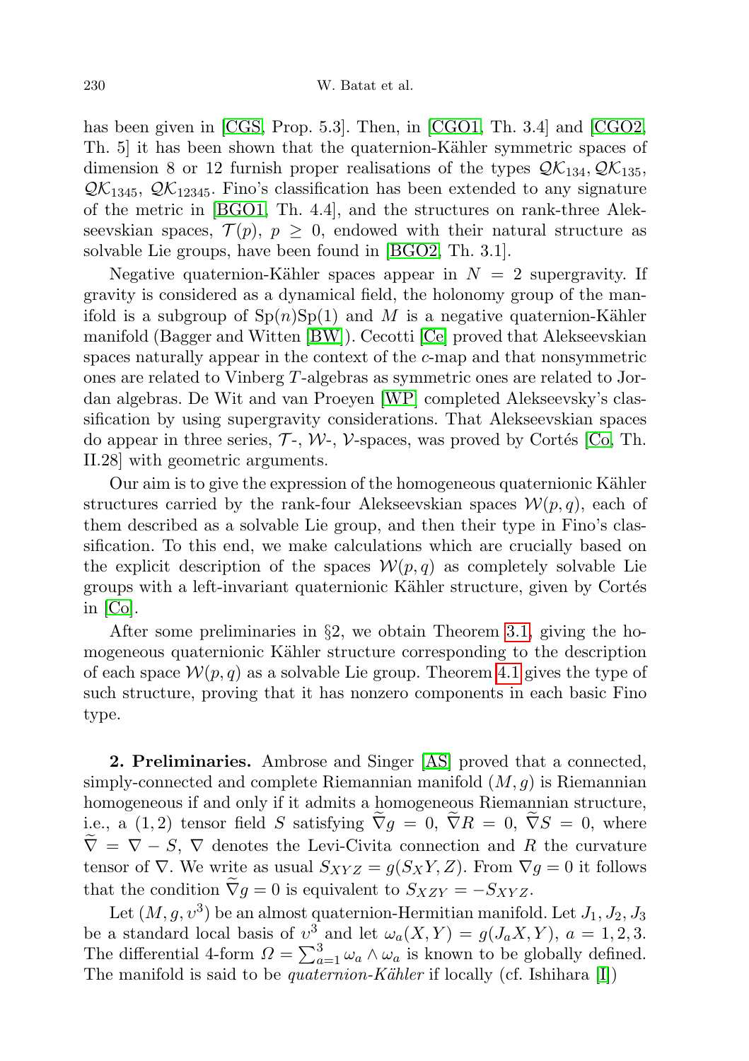has been given in [CGS, Prop. 5.3]. Then, in [CGO1, Th. 3.4] and [CGO2, Th. 5] it has been shown that the quaternion-Kähler symmetric spaces of dimension 8 or 12 furnish proper realisations of the types $\mathcal{QK}_{134}$, $\mathcal{QK}_{135}$, $\mathcal{QK}_{1345}$, $\mathcal{QK}_{12345}$. Fino's classification has been extended to any signature of the metric in [BGO1, Th. 4.4], and the structures on rank-three Alekseevskian spaces, $\mathcal{T}(p)$, $p \geq 0$, endowed with their natural structure as solvable Lie groups, have been found in [BGO2, Th. 3.1].

Negative quaternion-Kähler spaces appear in $N = 2$ supergravity. If gravity is considered as a dynamical field, the holonomy group of the manifold is a subgroup of $\mathrm{Sp}(n)\mathrm{Sp}(1)$ and $M$ is a negative quaternion-Kähler manifold (Bagger and Witten [BW]). Cecotti [Ce] proved that Alekseevskian spaces naturally appear in the context of the $c$-map and that nonsymmetric ones are related to Vinberg $T$-algebras as symmetric ones are related to Jordan algebras. De Wit and van Proeyen [WP] completed Alekseevsky's classification by using supergravity considerations. That Alekseevskian spaces do appear in three series, $\mathcal{T}$-, $\mathcal{W}$-, $\mathcal{V}$-spaces, was proved by Cortés [Co, Th. II.28] with geometric arguments.

Our aim is to give the expression of the homogeneous quaternionic Kähler structures carried by the rank-four Alekseevskian spaces $\mathcal{W}(p,q)$, each of them described as a solvable Lie group, and then their type in Fino's classification. To this end, we make calculations which are crucially based on the explicit description of the spaces $\mathcal{W}(p,q)$ as completely solvable Lie groups with a left-invariant quaternionic Kähler structure, given by Cortés in [Co].

After some preliminaries in §2, we obtain Theorem 3.1, giving the homogeneous quaternionic Kähler structure corresponding to the description of each space $\mathcal{W}(p,q)$ as a solvable Lie group. Theorem 4.1 gives the type of such structure, proving that it has nonzero components in each basic Fino type.

**2. Preliminaries.** Ambrose and Singer [AS] proved that a connected, simply-connected and complete Riemannian manifold $(M,g)$ is Riemannian homogeneous if and only if it admits a homogeneous Riemannian structure, i.e., a $(1,2)$ tensor field $S$ satisfying $\widetilde{\nabla} g = 0$, $\widetilde{\nabla} R = 0$, $\widetilde{\nabla} S = 0$, where $\widetilde{\nabla} = \nabla - S$, $\nabla$ denotes the Levi-Civita connection and $R$ the curvature tensor of $\nabla$. We write as usual $S_{XYZ} = g(S_X Y, Z)$. From $\nabla g = 0$ it follows that the condition $\widetilde{\nabla} g = 0$ is equivalent to $S_{XZY} = -S_{XYZ}$.

Let $(M, g, \upsilon^3)$ be an almost quaternion-Hermitian manifold. Let $J_1, J_2, J_3$ be a standard local basis of $\upsilon^3$ and let $\omega_a(X,Y) = g(J_a X, Y)$, $a = 1,2,3$. The differential 4-form $\Omega = \sum_{a=1}^{3} \omega_a \wedge \omega_a$ is known to be globally defined. The manifold is said to be *quaternion-Kähler* if locally (cf. Ishihara [I])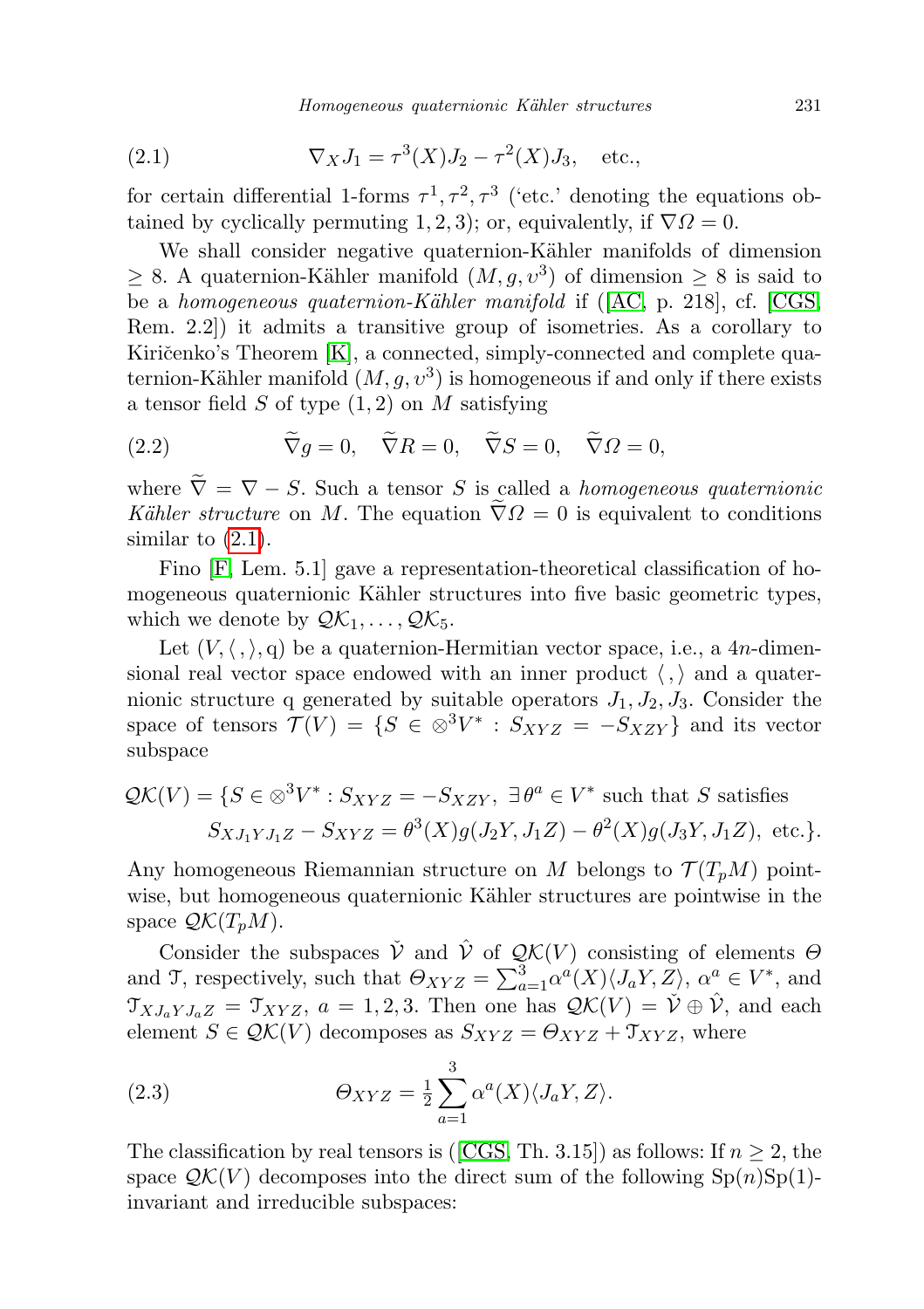$$\nabla_X J_1 = \tau^3(X) J_2 - \tau^2(X) J_3, \quad \text{etc.,} \tag{2.1}$$

for certain differential 1-forms $\tau^1, \tau^2, \tau^3$ ('etc.' denoting the equations obtained by cyclically permuting $1, 2, 3$); or, equivalently, if $\nabla \Omega = 0$.

We shall consider negative quaternion-Kähler manifolds of dimension $\geq 8$. A quaternion-Kähler manifold $(M, g, \upsilon^3)$ of dimension $\geq 8$ is said to be a *homogeneous quaternion-Kähler manifold* if ([AC, p. 218], cf. [CGS, Rem. 2.2]) it admits a transitive group of isometries. As a corollary to Kiričenko's Theorem [K], a connected, simply-connected and complete quaternion-Kähler manifold $(M, g, \upsilon^3)$ is homogeneous if and only if there exists a tensor field $S$ of type $(1, 2)$ on $M$ satisfying

$$\widetilde{\nabla} g = 0, \quad \widetilde{\nabla} R = 0, \quad \widetilde{\nabla} S = 0, \quad \widetilde{\nabla} \Omega = 0, \tag{2.2}$$

where $\widetilde{\nabla} = \nabla - S$. Such a tensor $S$ is called a *homogeneous quaternionic Kähler structure* on $M$. The equation $\widetilde{\nabla} \Omega = 0$ is equivalent to conditions similar to (2.1).

Fino [F, Lem. 5.1] gave a representation-theoretical classification of homogeneous quaternionic Kähler structures into five basic geometric types, which we denote by $\mathcal{QK}_1, \ldots, \mathcal{QK}_5$.

Let $(V, \langle\,,\rangle, \mathrm{q})$ be a quaternion-Hermitian vector space, i.e., a $4n$-dimensional real vector space endowed with an inner product $\langle\,,\rangle$ and a quaternionic structure $\mathrm{q}$ generated by suitable operators $J_1, J_2, J_3$. Consider the space of tensors $\mathcal{T}(V) = \{S \in \otimes^3 V^* : S_{XYZ} = -S_{XZY}\}$ and its vector subspace

$$\begin{aligned}\mathcal{QK}(V) = \{&S \in \otimes^3 V^* : S_{XYZ} = -S_{XZY},\ \exists\, \theta^a \in V^* \text{ such that } S \text{ satisfies} \\ &S_{XJ_1YJ_1Z} - S_{XYZ} = \theta^3(X) g(J_2 Y, J_1 Z) - \theta^2(X) g(J_3 Y, J_1 Z), \text{ etc.}\}.\end{aligned}$$

Any homogeneous Riemannian structure on $M$ belongs to $\mathcal{T}(T_pM)$ pointwise, but homogeneous quaternionic Kähler structures are pointwise in the space $\mathcal{QK}(T_pM)$.

Consider the subspaces $\check{\mathcal{V}}$ and $\hat{\mathcal{V}}$ of $\mathcal{QK}(V)$ consisting of elements $\Theta$ and $\mathfrak{T}$, respectively, such that $\Theta_{XYZ} = \sum_{a=1}^{3} \alpha^a(X) \langle J_a Y, Z\rangle$, $\alpha^a \in V^*$, and $\mathfrak{T}_{XJ_aYJ_aZ} = \mathfrak{T}_{XYZ}$, $a = 1, 2, 3$. Then one has $\mathcal{QK}(V) = \check{\mathcal{V}} \oplus \hat{\mathcal{V}}$, and each element $S \in \mathcal{QK}(V)$ decomposes as $S_{XYZ} = \Theta_{XYZ} + \mathfrak{T}_{XYZ}$, where

$$\Theta_{XYZ} = \tfrac{1}{2} \sum_{a=1}^{3} \alpha^a(X) \langle J_a Y, Z\rangle. \tag{2.3}$$

The classification by real tensors is ([CGS, Th. 3.15]) as follows: If $n \geq 2$, the space $\mathcal{QK}(V)$ decomposes into the direct sum of the following $\mathrm{Sp}(n)\mathrm{Sp}(1)$-invariant and irreducible subspaces: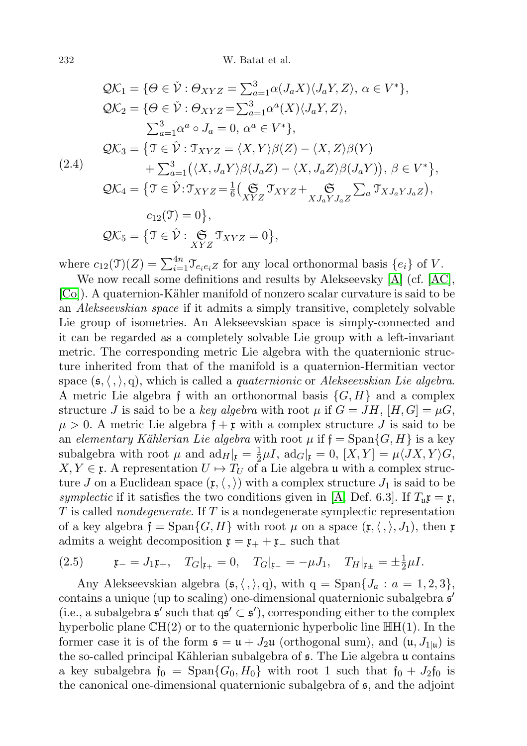$$
(2.4)\quad
\begin{aligned}
\mathcal{QK}_1 &= \{\Theta \in \check{\mathcal{V}} : \Theta_{XYZ} = \textstyle\sum_{a=1}^{3} \alpha(J_a X)\langle J_a Y, Z\rangle,\ \alpha \in V^*\},\\
\mathcal{QK}_2 &= \{\Theta \in \check{\mathcal{V}} : \Theta_{XYZ} = \textstyle\sum_{a=1}^{3} \alpha^a(X)\langle J_a Y, Z\rangle,\\
&\qquad \textstyle\sum_{a=1}^{3} \alpha^a \circ J_a = 0,\ \alpha^a \in V^*\},\\
\mathcal{QK}_3 &= \big\{\mathcal{T} \in \hat{\mathcal{V}} : \mathcal{T}_{XYZ} = \langle X, Y\rangle \beta(Z) - \langle X, Z\rangle \beta(Y)\\
&\qquad + \textstyle\sum_{a=1}^{3} \big(\langle X, J_a Y\rangle \beta(J_a Z) - \langle X, J_a Z\rangle \beta(J_a Y)\big),\ \beta \in V^*\big\},\\
\mathcal{QK}_4 &= \big\{\mathcal{T} \in \hat{\mathcal{V}} : \mathcal{T}_{XYZ} = \tfrac{1}{6}\big(\underset{XYZ}{\mathfrak{S}} \mathcal{T}_{XYZ} + \underset{XJ_aYJ_aZ}{\mathfrak{S}} \textstyle\sum_a \mathcal{T}_{XJ_aYJ_aZ}\big),\\
&\qquad c_{12}(\mathcal{T}) = 0\big\},\\
\mathcal{QK}_5 &= \big\{\mathcal{T} \in \hat{\mathcal{V}} : \underset{XYZ}{\mathfrak{S}} \mathcal{T}_{XYZ} = 0\big\},
\end{aligned}
$$

where $c_{12}(\mathcal{T})(Z) = \sum_{i=1}^{4n} \mathcal{T}_{e_i e_i Z}$ for any local orthonormal basis $\{e_i\}$ of $V$.

We now recall some definitions and results by Alekseevsky [A] (cf. [AC], [Co]). A quaternion-Kähler manifold of nonzero scalar curvature is said to be an *Alekseevskian space* if it admits a simply transitive, completely solvable Lie group of isometries. An Alekseevskian space is simply-connected and it can be regarded as a completely solvable Lie group with a left-invariant metric. The corresponding metric Lie algebra with the quaternionic structure inherited from that of the manifold is a quaternion-Hermitian vector space $(\mathfrak{s}, \langle\,,\rangle, \mathrm{q})$, which is called a *quaternionic* or *Alekseevskian Lie algebra*. A metric Lie algebra $\mathfrak{f}$ with an orthonormal basis $\{G, H\}$ and a complex structure $J$ is said to be a *key algebra* with root $\mu$ if $G = JH$, $[H, G] = \mu G$, $\mu > 0$. A metric Lie algebra $\mathfrak{f} + \mathfrak{r}$ with a complex structure $J$ is said to be an *elementary Kählerian Lie algebra* with root $\mu$ if $\mathfrak{f} = \mathrm{Span}\{G, H\}$ is a key subalgebra with root $\mu$ and $\mathrm{ad}_H|_{\mathfrak{r}} = \frac{1}{2}\mu I$, $\mathrm{ad}_G|_{\mathfrak{r}} = 0$, $[X, Y] = \mu\langle JX, Y\rangle G$, $X, Y \in \mathfrak{r}$. A representation $U \mapsto T_U$ of a Lie algebra $\mathfrak{u}$ with a complex structure $J$ on a Euclidean space $(\mathfrak{r}, \langle\,,\rangle)$ with a complex structure $J_1$ is said to be *symplectic* if it satisfies the two conditions given in [A, Def. 6.3]. If $T_{\mathfrak{u}}\mathfrak{r} = \mathfrak{r}$, $T$ is called *nondegenerate*. If $T$ is a nondegenerate symplectic representation of a key algebra $\mathfrak{f} = \mathrm{Span}\{G, H\}$ with root $\mu$ on a space $(\mathfrak{r}, \langle\,,\rangle, J_1)$, then $\mathfrak{r}$ admits a weight decomposition $\mathfrak{r} = \mathfrak{r}_+ + \mathfrak{r}_-$ such that

$$
(2.5)\qquad \mathfrak{r}_- = J_1\mathfrak{r}_+, \quad T_G|_{\mathfrak{r}_+} = 0, \quad T_G|_{\mathfrak{r}_-} = -\mu J_1, \quad T_H|_{\mathfrak{r}_\pm} = \pm\tfrac{1}{2}\mu I.
$$

Any Alekseevskian algebra $(\mathfrak{s}, \langle\,,\rangle, \mathrm{q})$, with $\mathrm{q} = \mathrm{Span}\{J_a : a = 1, 2, 3\}$, contains a unique (up to scaling) one-dimensional quaternionic subalgebra $\mathfrak{s}'$ (i.e., a subalgebra $\mathfrak{s}'$ such that $\mathrm{q}\mathfrak{s}' \subset \mathfrak{s}'$), corresponding either to the complex hyperbolic plane $\mathbb{C}\mathrm{H}(2)$ or to the quaternionic hyperbolic line $\mathbb{H}\mathrm{H}(1)$. In the former case it is of the form $\mathfrak{s} = \mathfrak{u} + J_2\mathfrak{u}$ (orthogonal sum), and $(\mathfrak{u}, J_{1|\mathfrak{u}})$ is the so-called principal Kählerian subalgebra of $\mathfrak{s}$. The Lie algebra $\mathfrak{u}$ contains a key subalgebra $\mathfrak{f}_0 = \mathrm{Span}\{G_0, H_0\}$ with root 1 such that $\mathfrak{f}_0 + J_2\mathfrak{f}_0$ is the canonical one-dimensional quaternionic subalgebra of $\mathfrak{s}$, and the adjoint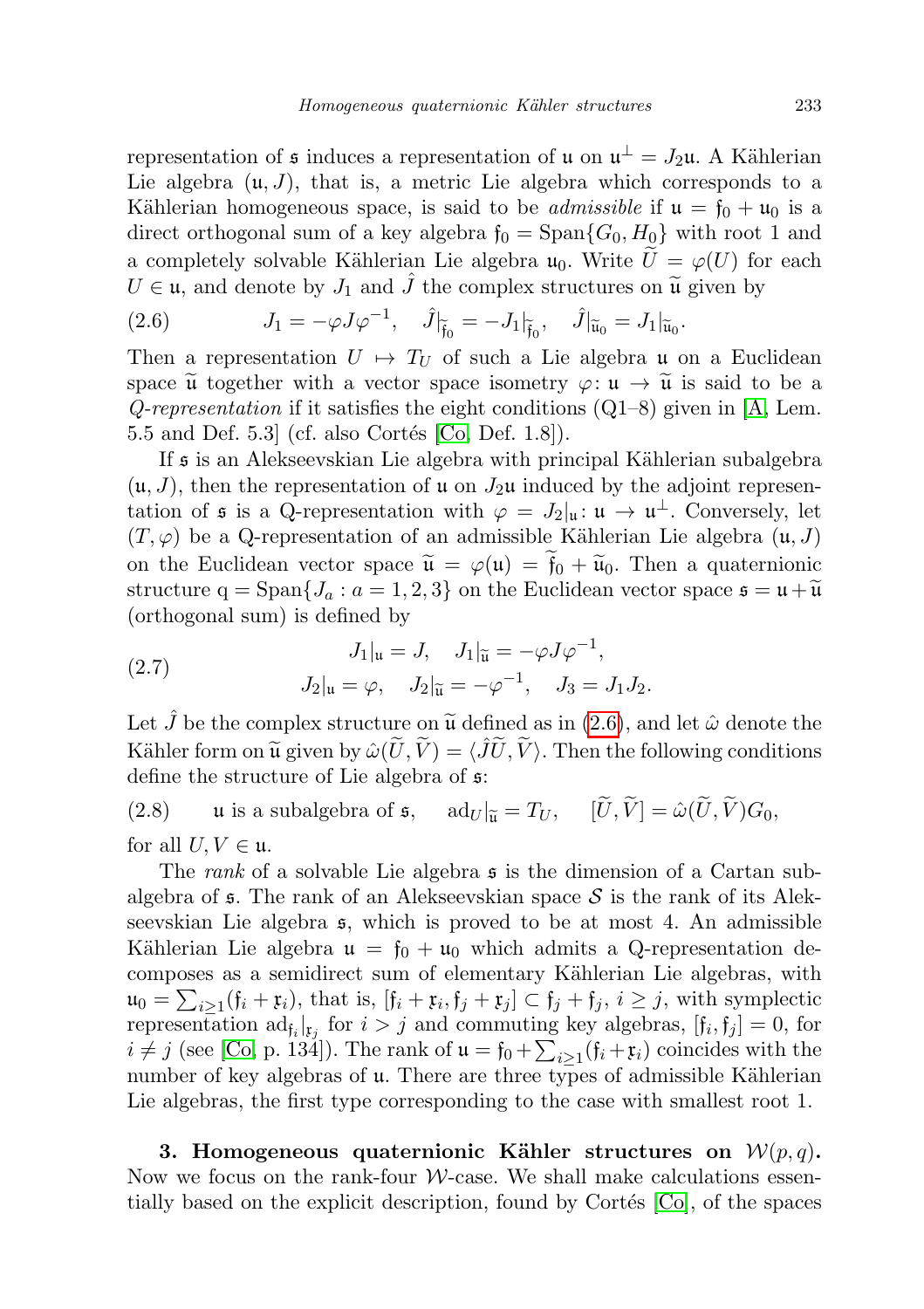representation of $\mathfrak{s}$ induces a representation of $\mathfrak{u}$ on $\mathfrak{u}^\perp = J_2\mathfrak{u}$. A Kählerian Lie algebra $(\mathfrak{u}, J)$, that is, a metric Lie algebra which corresponds to a Kählerian homogeneous space, is said to be *admissible* if $\mathfrak{u} = \mathfrak{f}_0 + \mathfrak{u}_0$ is a direct orthogonal sum of a key algebra $\mathfrak{f}_0 = \mathrm{Span}\{G_0, H_0\}$ with root 1 and a completely solvable Kählerian Lie algebra $\mathfrak{u}_0$. Write $\widetilde{U} = \varphi(U)$ for each $U \in \mathfrak{u}$, and denote by $J_1$ and $\hat{J}$ the complex structures on $\widetilde{\mathfrak{u}}$ given by

$$J_1 = -\varphi J \varphi^{-1}, \quad \hat{J}|_{\widetilde{\mathfrak{f}}_0} = -J_1|_{\widetilde{\mathfrak{f}}_0}, \quad \hat{J}|_{\widetilde{\mathfrak{u}}_0} = J_1|_{\widetilde{\mathfrak{u}}_0}. \tag{2.6}$$

Then a representation $U \mapsto T_U$ of such a Lie algebra $\mathfrak{u}$ on a Euclidean space $\widetilde{\mathfrak{u}}$ together with a vector space isometry $\varphi\colon \mathfrak{u} \to \widetilde{\mathfrak{u}}$ is said to be a *Q-representation* if it satisfies the eight conditions (Q1–8) given in [A, Lem. 5.5 and Def. 5.3] (cf. also Cortés [Co, Def. 1.8]).

If $\mathfrak{s}$ is an Alekseevskian Lie algebra with principal Kählerian subalgebra $(\mathfrak{u}, J)$, then the representation of $\mathfrak{u}$ on $J_2\mathfrak{u}$ induced by the adjoint representation of $\mathfrak{s}$ is a Q-representation with $\varphi = J_2|_{\mathfrak{u}}\colon \mathfrak{u} \to \mathfrak{u}^\perp$. Conversely, let $(T, \varphi)$ be a Q-representation of an admissible Kählerian Lie algebra $(\mathfrak{u}, J)$ on the Euclidean vector space $\widetilde{\mathfrak{u}} = \varphi(\mathfrak{u}) = \widetilde{\mathfrak{f}}_0 + \widetilde{\mathfrak{u}}_0$. Then a quaternionic structure $\mathrm{q} = \mathrm{Span}\{J_a : a = 1, 2, 3\}$ on the Euclidean vector space $\mathfrak{s} = \mathfrak{u} + \widetilde{\mathfrak{u}}$ (orthogonal sum) is defined by

$$\begin{gathered} J_1|_{\mathfrak{u}} = J, \quad J_1|_{\widetilde{\mathfrak{u}}} = -\varphi J \varphi^{-1}, \\ J_2|_{\mathfrak{u}} = \varphi, \quad J_2|_{\widetilde{\mathfrak{u}}} = -\varphi^{-1}, \quad J_3 = J_1 J_2. \end{gathered} \tag{2.7}$$

Let $\hat{J}$ be the complex structure on $\widetilde{\mathfrak{u}}$ defined as in (2.6), and let $\hat{\omega}$ denote the Kähler form on $\widetilde{\mathfrak{u}}$ given by $\hat{\omega}(\widetilde{U}, \widetilde{V}) = \langle \hat{J}\widetilde{U}, \widetilde{V} \rangle$. Then the following conditions define the structure of Lie algebra of $\mathfrak{s}$:

$$\mathfrak{u} \text{ is a subalgebra of } \mathfrak{s}, \quad \mathrm{ad}_U|_{\widetilde{\mathfrak{u}}} = T_U, \quad [\widetilde{U}, \widetilde{V}] = \hat{\omega}(\widetilde{U}, \widetilde{V})G_0, \tag{2.8}$$

for all $U, V \in \mathfrak{u}$.

The *rank* of a solvable Lie algebra $\mathfrak{s}$ is the dimension of a Cartan subalgebra of $\mathfrak{s}$. The rank of an Alekseevskian space $\mathcal{S}$ is the rank of its Alekseevskian Lie algebra $\mathfrak{s}$, which is proved to be at most 4. An admissible Kählerian Lie algebra $\mathfrak{u} = \mathfrak{f}_0 + \mathfrak{u}_0$ which admits a Q-representation decomposes as a semidirect sum of elementary Kählerian Lie algebras, with $\mathfrak{u}_0 = \sum_{i \geq 1}(\mathfrak{f}_i + \mathfrak{r}_i)$, that is, $[\mathfrak{f}_i + \mathfrak{r}_i, \mathfrak{f}_j + \mathfrak{r}_j] \subset \mathfrak{f}_j + \mathfrak{f}_j$, $i \geq j$, with symplectic representation $\mathrm{ad}_{\mathfrak{f}_i}|_{\mathfrak{r}_j}$ for $i > j$ and commuting key algebras, $[\mathfrak{f}_i, \mathfrak{f}_j] = 0$, for $i \neq j$ (see [Co, p. 134]). The rank of $\mathfrak{u} = \mathfrak{f}_0 + \sum_{i \geq 1}(\mathfrak{f}_i + \mathfrak{r}_i)$ coincides with the number of key algebras of $\mathfrak{u}$. There are three types of admissible Kählerian Lie algebras, the first type corresponding to the case with smallest root 1.

**3. Homogeneous quaternionic Kähler structures on $\mathcal{W}(p, q)$.** Now we focus on the rank-four $\mathcal{W}$-case. We shall make calculations essentially based on the explicit description, found by Cortés [Co], of the spaces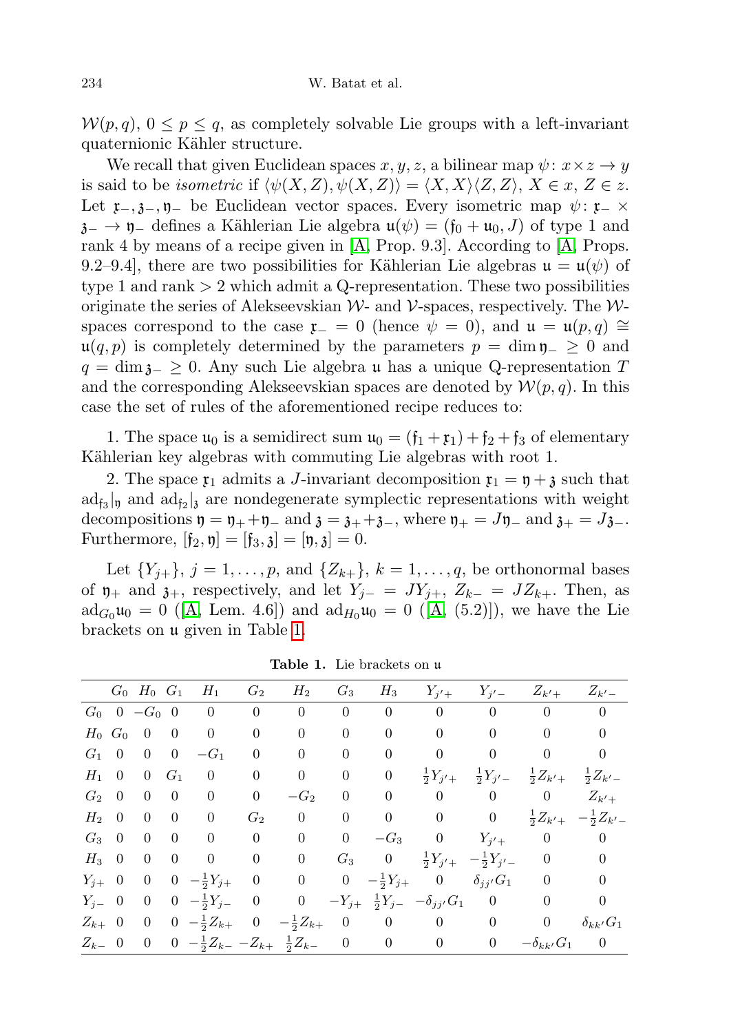$\mathcal{W}(p,q)$, $0 \le p \le q$, as completely solvable Lie groups with a left-invariant quaternionic Kähler structure.

We recall that given Euclidean spaces $x, y, z$, a bilinear map $\psi\colon x \times z \to y$ is said to be *isometric* if $\langle \psi(X,Z), \psi(X,Z)\rangle = \langle X,X\rangle\langle Z,Z\rangle$, $X \in x$, $Z \in z$. Let $\mathfrak{x}_-, \mathfrak{z}_-, \mathfrak{y}_-$ be Euclidean vector spaces. Every isometric map $\psi\colon \mathfrak{x}_- \times \mathfrak{z}_- \to \mathfrak{y}_-$ defines a Kählerian Lie algebra $\mathfrak{u}(\psi) = (\mathfrak{f}_0 + \mathfrak{u}_0, J)$ of type 1 and rank 4 by means of a recipe given in [A, Prop. 9.3]. According to [A, Props. 9.2–9.4], there are two possibilities for Kählerian Lie algebras $\mathfrak{u} = \mathfrak{u}(\psi)$ of type 1 and rank $> 2$ which admit a Q-representation. These two possibilities originate the series of Alekseevskian $\mathcal{W}$- and $\mathcal{V}$-spaces, respectively. The $\mathcal{W}$-spaces correspond to the case $\mathfrak{x}_- = 0$ (hence $\psi = 0$), and $\mathfrak{u} = \mathfrak{u}(p,q) \cong \mathfrak{u}(q,p)$ is completely determined by the parameters $p = \dim \mathfrak{y}_- \ge 0$ and $q = \dim \mathfrak{z}_- \ge 0$. Any such Lie algebra $\mathfrak{u}$ has a unique Q-representation $T$ and the corresponding Alekseevskian spaces are denoted by $\mathcal{W}(p,q)$. In this case the set of rules of the aforementioned recipe reduces to:

1. The space $\mathfrak{u}_0$ is a semidirect sum $\mathfrak{u}_0 = (\mathfrak{f}_1 + \mathfrak{x}_1) + \mathfrak{f}_2 + \mathfrak{f}_3$ of elementary Kählerian key algebras with commuting Lie algebras with root 1.

2. The space $\mathfrak{x}_1$ admits a $J$-invariant decomposition $\mathfrak{x}_1 = \mathfrak{y} + \mathfrak{z}$ such that $\mathrm{ad}_{\mathfrak{f}_3}|_{\mathfrak{y}}$ and $\mathrm{ad}_{\mathfrak{f}_2}|_{\mathfrak{z}}$ are nondegenerate symplectic representations with weight decompositions $\mathfrak{y} = \mathfrak{y}_+ + \mathfrak{y}_-$ and $\mathfrak{z} = \mathfrak{z}_+ + \mathfrak{z}_-$, where $\mathfrak{y}_+ = J\mathfrak{y}_-$ and $\mathfrak{z}_+ = J\mathfrak{z}_-$. Furthermore, $[\mathfrak{f}_2, \mathfrak{y}] = [\mathfrak{f}_3, \mathfrak{z}] = [\mathfrak{y}, \mathfrak{z}] = 0$.

Let $\{Y_{j+}\}$, $j = 1, \ldots, p$, and $\{Z_{k+}\}$, $k = 1, \ldots, q$, be orthonormal bases of $\mathfrak{y}_+$ and $\mathfrak{z}_+$, respectively, and let $Y_{j-} = JY_{j+}$, $Z_{k-} = JZ_{k+}$. Then, as $\mathrm{ad}_{G_0}\mathfrak{u}_0 = 0$ ([A, Lem. 4.6]) and $\mathrm{ad}_{H_0}\mathfrak{u}_0 = 0$ ([A, (5.2)]), we have the Lie brackets on $\mathfrak{u}$ given in Table 1.

**Table 1.** Lie brackets on $\mathfrak{u}$

| | $G_0$ | $H_0$ | $G_1$ | $H_1$ | $G_2$ | $H_2$ | $G_3$ | $H_3$ | $Y_{j'+}$ | $Y_{j'-}$ | $Z_{k'+}$ | $Z_{k'-}$ |
|---|---|---|---|---|---|---|---|---|---|---|---|---|
| $G_0$ | $0$ | $-G_0$ | $0$ | $0$ | $0$ | $0$ | $0$ | $0$ | $0$ | $0$ | $0$ | $0$ |
| $H_0$ | $G_0$ | $0$ | $0$ | $0$ | $0$ | $0$ | $0$ | $0$ | $0$ | $0$ | $0$ | $0$ |
| $G_1$ | $0$ | $0$ | $0$ | $-G_1$ | $0$ | $0$ | $0$ | $0$ | $0$ | $0$ | $0$ | $0$ |
| $H_1$ | $0$ | $0$ | $G_1$ | $0$ | $0$ | $0$ | $0$ | $0$ | $\frac{1}{2}Y_{j'+}$ | $\frac{1}{2}Y_{j'-}$ | $\frac{1}{2}Z_{k'+}$ | $\frac{1}{2}Z_{k'-}$ |
| $G_2$ | $0$ | $0$ | $0$ | $0$ | $0$ | $-G_2$ | $0$ | $0$ | $0$ | $0$ | $0$ | $Z_{k'+}$ |
| $H_2$ | $0$ | $0$ | $0$ | $0$ | $G_2$ | $0$ | $0$ | $0$ | $0$ | $0$ | $\frac{1}{2}Z_{k'+}$ | $-\frac{1}{2}Z_{k'-}$ |
| $G_3$ | $0$ | $0$ | $0$ | $0$ | $0$ | $0$ | $0$ | $-G_3$ | $0$ | $Y_{j'+}$ | $0$ | $0$ |
| $H_3$ | $0$ | $0$ | $0$ | $0$ | $0$ | $0$ | $G_3$ | $0$ | $\frac{1}{2}Y_{j'+}$ | $-\frac{1}{2}Y_{j'-}$ | $0$ | $0$ |
| $Y_{j+}$ | $0$ | $0$ | $0$ | $-\frac{1}{2}Y_{j+}$ | $0$ | $0$ | $0$ | $-\frac{1}{2}Y_{j+}$ | $0$ | $\delta_{jj'}G_1$ | $0$ | $0$ |
| $Y_{j-}$ | $0$ | $0$ | $0$ | $-\frac{1}{2}Y_{j-}$ | $0$ | $0$ | $-Y_{j+}$ | $\frac{1}{2}Y_{j-}$ | $-\delta_{jj'}G_1$ | $0$ | $0$ | $0$ |
| $Z_{k+}$ | $0$ | $0$ | $0$ | $-\frac{1}{2}Z_{k+}$ | $0$ | $-\frac{1}{2}Z_{k+}$ | $0$ | $0$ | $0$ | $0$ | $0$ | $\delta_{kk'}G_1$ |
| $Z_{k-}$ | $0$ | $0$ | $0$ | $-\frac{1}{2}Z_{k-}$ | $-Z_{k+}$ | $\frac{1}{2}Z_{k-}$ | $0$ | $0$ | $0$ | $0$ | $-\delta_{kk'}G_1$ | $0$ |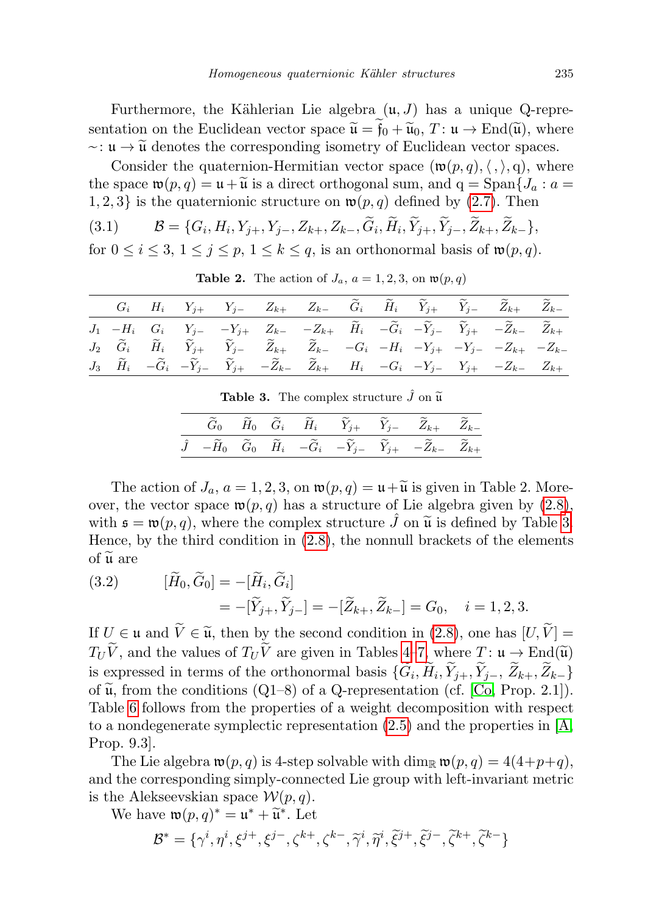Furthermore, the Kählerian Lie algebra $(\mathfrak{u}, J)$ has a unique Q-representation on the Euclidean vector space $\widetilde{\mathfrak{u}} = \widetilde{\mathfrak{f}}_0 + \widetilde{\mathfrak{u}}_0$, $T\colon \mathfrak{u} \to \operatorname{End}(\widetilde{\mathfrak{u}})$, where $\sim\colon \mathfrak{u} \to \widetilde{\mathfrak{u}}$ denotes the corresponding isometry of Euclidean vector spaces.

Consider the quaternion-Hermitian vector space $(\mathfrak{w}(p,q), \langle\,,\rangle, \mathrm{q})$, where the space $\mathfrak{w}(p,q) = \mathfrak{u} + \widetilde{\mathfrak{u}}$ is a direct orthogonal sum, and $\mathrm{q} = \operatorname{Span}\{J_a : a = 1,2,3\}$ is the quaternionic structure on $\mathfrak{w}(p,q)$ defined by (2.7). Then

$$\mathcal{B} = \{G_i, H_i, Y_{j+}, Y_{j-}, Z_{k+}, Z_{k-}, \widetilde{G}_i, \widetilde{H}_i, \widetilde{Y}_{j+}, \widetilde{Y}_{j-}, \widetilde{Z}_{k+}, \widetilde{Z}_{k-}\}, \tag{3.1}$$

for $0 \le i \le 3$, $1 \le j \le p$, $1 \le k \le q$, is an orthonormal basis of $\mathfrak{w}(p,q)$.

**Table 2.** The action of $J_a$, $a = 1,2,3$, on $\mathfrak{w}(p,q)$

| | $G_i$ | $H_i$ | $Y_{j+}$ | $Y_{j-}$ | $Z_{k+}$ | $Z_{k-}$ | $\widetilde{G}_i$ | $\widetilde{H}_i$ | $\widetilde{Y}_{j+}$ | $\widetilde{Y}_{j-}$ | $\widetilde{Z}_{k+}$ | $\widetilde{Z}_{k-}$ |
|---|---|---|---|---|---|---|---|---|---|---|---|---|
| $J_1$ | $-H_i$ | $G_i$ | $Y_{j-}$ | $-Y_{j+}$ | $Z_{k-}$ | $-Z_{k+}$ | $\widetilde{H}_i$ | $-\widetilde{G}_i$ | $-\widetilde{Y}_{j-}$ | $\widetilde{Y}_{j+}$ | $-\widetilde{Z}_{k-}$ | $\widetilde{Z}_{k+}$ |
| $J_2$ | $\widetilde{G}_i$ | $\widetilde{H}_i$ | $\widetilde{Y}_{j+}$ | $\widetilde{Y}_{j-}$ | $\widetilde{Z}_{k+}$ | $\widetilde{Z}_{k-}$ | $-G_i$ | $-H_i$ | $-Y_{j+}$ | $-Y_{j-}$ | $-Z_{k+}$ | $-Z_{k-}$ |
| $J_3$ | $\widetilde{H}_i$ | $-\widetilde{G}_i$ | $-\widetilde{Y}_{j-}$ | $\widetilde{Y}_{j+}$ | $-\widetilde{Z}_{k-}$ | $\widetilde{Z}_{k+}$ | $H_i$ | $-G_i$ | $-Y_{j-}$ | $Y_{j+}$ | $-Z_{k-}$ | $Z_{k+}$ |

**Table 3.** The complex structure $\hat{J}$ on $\widetilde{\mathfrak{u}}$

| | $\widetilde{G}_0$ | $\widetilde{H}_0$ | $\widetilde{G}_i$ | $\widetilde{H}_i$ | $\widetilde{Y}_{j+}$ | $\widetilde{Y}_{j-}$ | $\widetilde{Z}_{k+}$ | $\widetilde{Z}_{k-}$ |
|---|---|---|---|---|---|---|---|---|
| $\hat{J}$ | $-\widetilde{H}_0$ | $\widetilde{G}_0$ | $\widetilde{H}_i$ | $-\widetilde{G}_i$ | $-\widetilde{Y}_{j-}$ | $\widetilde{Y}_{j+}$ | $-\widetilde{Z}_{k-}$ | $\widetilde{Z}_{k+}$ |

The action of $J_a$, $a = 1,2,3$, on $\mathfrak{w}(p,q) = \mathfrak{u} + \widetilde{\mathfrak{u}}$ is given in Table 2. Moreover, the vector space $\mathfrak{w}(p,q)$ has a structure of Lie algebra given by (2.8), with $\mathfrak{s} = \mathfrak{w}(p,q)$, where the complex structure $\hat{J}$ on $\widetilde{\mathfrak{u}}$ is defined by Table 3. Hence, by the third condition in (2.8), the nonnull brackets of the elements of $\widetilde{\mathfrak{u}}$ are

$$\begin{aligned}[\widetilde{H}_0, \widetilde{G}_0] &= -[\widetilde{H}_i, \widetilde{G}_i] \\ &= -[\widetilde{Y}_{j+}, \widetilde{Y}_{j-}] = -[\widetilde{Z}_{k+}, \widetilde{Z}_{k-}] = G_0, \quad i = 1,2,3.\end{aligned} \tag{3.2}$$

If $U \in \mathfrak{u}$ and $\widetilde{V} \in \widetilde{\mathfrak{u}}$, then by the second condition in (2.8), one has $[U, \widetilde{V}] = T_U\widetilde{V}$, and the values of $T_U\widetilde{V}$ are given in Tables 4–7, where $T\colon \mathfrak{u} \to \operatorname{End}(\widetilde{\mathfrak{u}})$ is expressed in terms of the orthonormal basis $\{\widetilde{G}_i, \widetilde{H}_i, \widetilde{Y}_{j+}, \widetilde{Y}_{j-}, \widetilde{Z}_{k+}, \widetilde{Z}_{k-}\}$ of $\widetilde{\mathfrak{u}}$, from the conditions (Q1–8) of a Q-representation (cf. [Co, Prop. 2.1]). Table 6 follows from the properties of a weight decomposition with respect to a nondegenerate symplectic representation (2.5) and the properties in [A, Prop. 9.3].

The Lie algebra $\mathfrak{w}(p,q)$ is 4-step solvable with $\dim_{\mathbb{R}} \mathfrak{w}(p,q) = 4(4+p+q)$, and the corresponding simply-connected Lie group with left-invariant metric is the Alekseevskian space $\mathcal{W}(p,q)$.

We have $\mathfrak{w}(p,q)^* = \mathfrak{u}^* + \widetilde{\mathfrak{u}}^*$. Let

$$\mathcal{B}^* = \{\gamma^i, \eta^i, \xi^{j+}, \xi^{j-}, \zeta^{k+}, \zeta^{k-}, \widetilde{\gamma}^i, \widetilde{\eta}^i, \widetilde{\xi}^{j+}, \widetilde{\xi}^{j-}, \widetilde{\zeta}^{k+}, \widetilde{\zeta}^{k-}\}$$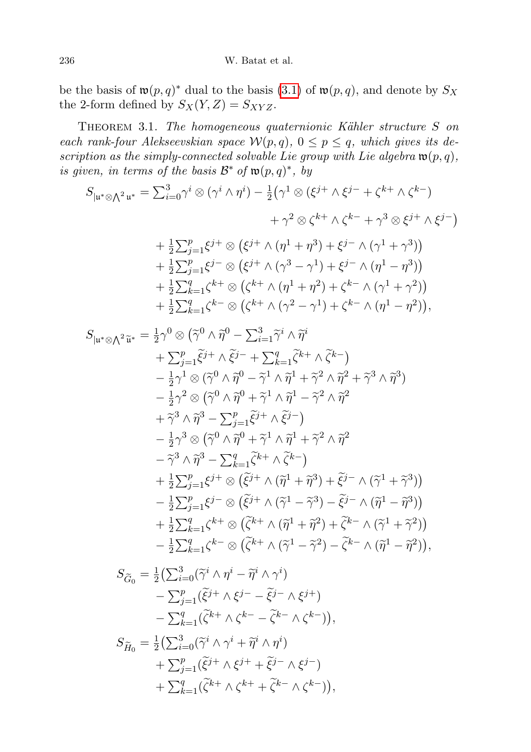be the basis of $\mathfrak{w}(p,q)^*$ dual to the basis (3.1) of $\mathfrak{w}(p,q)$, and denote by $S_X$ the 2-form defined by $S_X(Y,Z) = S_{XYZ}$.

THEOREM 3.1. *The homogeneous quaternionic Kähler structure $S$ on each rank-four Alekseevskian space $\mathcal{W}(p,q)$, $0 \le p \le q$, which gives its description as the simply-connected solvable Lie group with Lie algebra $\mathfrak{w}(p,q)$, is given, in terms of the basis $\mathcal{B}^*$ of $\mathfrak{w}(p,q)^*$, by*

$$
\begin{aligned}
S_{|\mathfrak{u}^*\otimes\bigwedge^2\mathfrak{u}^*} = {} & \textstyle\sum_{i=0}^{3}\gamma^i\otimes(\gamma^i\wedge\eta^i) - \frac{1}{2}\big(\gamma^1\otimes(\xi^{j+}\wedge\xi^{j-}+\zeta^{k+}\wedge\zeta^{k-}) \\
& \qquad\qquad + \gamma^2\otimes\zeta^{k+}\wedge\zeta^{k-} + \gamma^3\otimes\xi^{j+}\wedge\xi^{j-}\big) \\
& + \tfrac{1}{2}\textstyle\sum_{j=1}^{p}\xi^{j+}\otimes\big(\xi^{j+}\wedge(\eta^1+\eta^3)+\xi^{j-}\wedge(\gamma^1+\gamma^3)\big) \\
& + \tfrac{1}{2}\textstyle\sum_{j=1}^{p}\xi^{j-}\otimes\big(\xi^{j+}\wedge(\gamma^3-\gamma^1)+\xi^{j-}\wedge(\eta^1-\eta^3)\big) \\
& + \tfrac{1}{2}\textstyle\sum_{k=1}^{q}\zeta^{k+}\otimes\big(\zeta^{k+}\wedge(\eta^1+\eta^2)+\zeta^{k-}\wedge(\gamma^1+\gamma^2)\big) \\
& + \tfrac{1}{2}\textstyle\sum_{k=1}^{q}\zeta^{k-}\otimes\big(\zeta^{k+}\wedge(\gamma^2-\gamma^1)+\zeta^{k-}\wedge(\eta^1-\eta^2)\big),
\end{aligned}
$$

$$
\begin{aligned}
S_{|\mathfrak{u}^*\otimes\bigwedge^2\widetilde{\mathfrak{u}}^*} = {} & \tfrac{1}{2}\gamma^0\otimes\big(\widetilde{\gamma}^0\wedge\widetilde{\eta}^0 - \textstyle\sum_{i=1}^{3}\widetilde{\gamma}^i\wedge\widetilde{\eta}^i \\
& + \textstyle\sum_{j=1}^{p}\widetilde{\xi}^{j+}\wedge\widetilde{\xi}^{j-} + \sum_{k=1}^{q}\widetilde{\zeta}^{k+}\wedge\widetilde{\zeta}^{k-}\big) \\
& - \tfrac{1}{2}\gamma^1\otimes(\widetilde{\gamma}^0\wedge\widetilde{\eta}^0 - \widetilde{\gamma}^1\wedge\widetilde{\eta}^1 + \widetilde{\gamma}^2\wedge\widetilde{\eta}^2 + \widetilde{\gamma}^3\wedge\widetilde{\eta}^3) \\
& - \tfrac{1}{2}\gamma^2\otimes\big(\widetilde{\gamma}^0\wedge\widetilde{\eta}^0 + \widetilde{\gamma}^1\wedge\widetilde{\eta}^1 - \widetilde{\gamma}^2\wedge\widetilde{\eta}^2 \\
& + \widetilde{\gamma}^3\wedge\widetilde{\eta}^3 - \textstyle\sum_{j=1}^{p}\widetilde{\xi}^{j+}\wedge\widetilde{\xi}^{j-}\big) \\
& - \tfrac{1}{2}\gamma^3\otimes\big(\widetilde{\gamma}^0\wedge\widetilde{\eta}^0 + \widetilde{\gamma}^1\wedge\widetilde{\eta}^1 + \widetilde{\gamma}^2\wedge\widetilde{\eta}^2 \\
& - \widetilde{\gamma}^3\wedge\widetilde{\eta}^3 - \textstyle\sum_{k=1}^{q}\widetilde{\zeta}^{k+}\wedge\widetilde{\zeta}^{k-}\big) \\
& + \tfrac{1}{2}\textstyle\sum_{j=1}^{p}\xi^{j+}\otimes\big(\widetilde{\xi}^{j+}\wedge(\widetilde{\eta}^1+\widetilde{\eta}^3)+\widetilde{\xi}^{j-}\wedge(\widetilde{\gamma}^1+\widetilde{\gamma}^3)\big) \\
& - \tfrac{1}{2}\textstyle\sum_{j=1}^{p}\xi^{j-}\otimes\big(\widetilde{\xi}^{j+}\wedge(\widetilde{\gamma}^1-\widetilde{\gamma}^3)-\widetilde{\xi}^{j-}\wedge(\widetilde{\eta}^1-\widetilde{\eta}^3)\big) \\
& + \tfrac{1}{2}\textstyle\sum_{k=1}^{q}\zeta^{k+}\otimes\big(\widetilde{\zeta}^{k+}\wedge(\widetilde{\eta}^1+\widetilde{\eta}^2)+\widetilde{\zeta}^{k-}\wedge(\widetilde{\gamma}^1+\widetilde{\gamma}^2)\big) \\
& - \tfrac{1}{2}\textstyle\sum_{k=1}^{q}\zeta^{k-}\otimes\big(\widetilde{\zeta}^{k+}\wedge(\widetilde{\gamma}^1-\widetilde{\gamma}^2)-\widetilde{\zeta}^{k-}\wedge(\widetilde{\eta}^1-\widetilde{\eta}^2)\big),
\end{aligned}
$$

$$
\begin{aligned}
S_{\widetilde{G}_0} = {} & \tfrac{1}{2}\big(\textstyle\sum_{i=0}^{3}(\widetilde{\gamma}^i\wedge\eta^i - \widetilde{\eta}^i\wedge\gamma^i) \\
& - \textstyle\sum_{j=1}^{p}(\widetilde{\xi}^{j+}\wedge\xi^{j-} - \widetilde{\xi}^{j-}\wedge\xi^{j+}) \\
& - \textstyle\sum_{k=1}^{q}(\widetilde{\zeta}^{k+}\wedge\zeta^{k-} - \widetilde{\zeta}^{k-}\wedge\zeta^{k-})\big),
\end{aligned}
$$

$$
\begin{aligned}
S_{\widetilde{H}_0} = {} & \tfrac{1}{2}\big(\textstyle\sum_{i=0}^{3}(\widetilde{\gamma}^i\wedge\gamma^i + \widetilde{\eta}^i\wedge\eta^i) \\
& + \textstyle\sum_{j=1}^{p}(\widetilde{\xi}^{j+}\wedge\xi^{j+} + \widetilde{\xi}^{j-}\wedge\xi^{j-}) \\
& + \textstyle\sum_{k=1}^{q}(\widetilde{\zeta}^{k+}\wedge\zeta^{k+} + \widetilde{\zeta}^{k-}\wedge\zeta^{k-})\big),
\end{aligned}
$$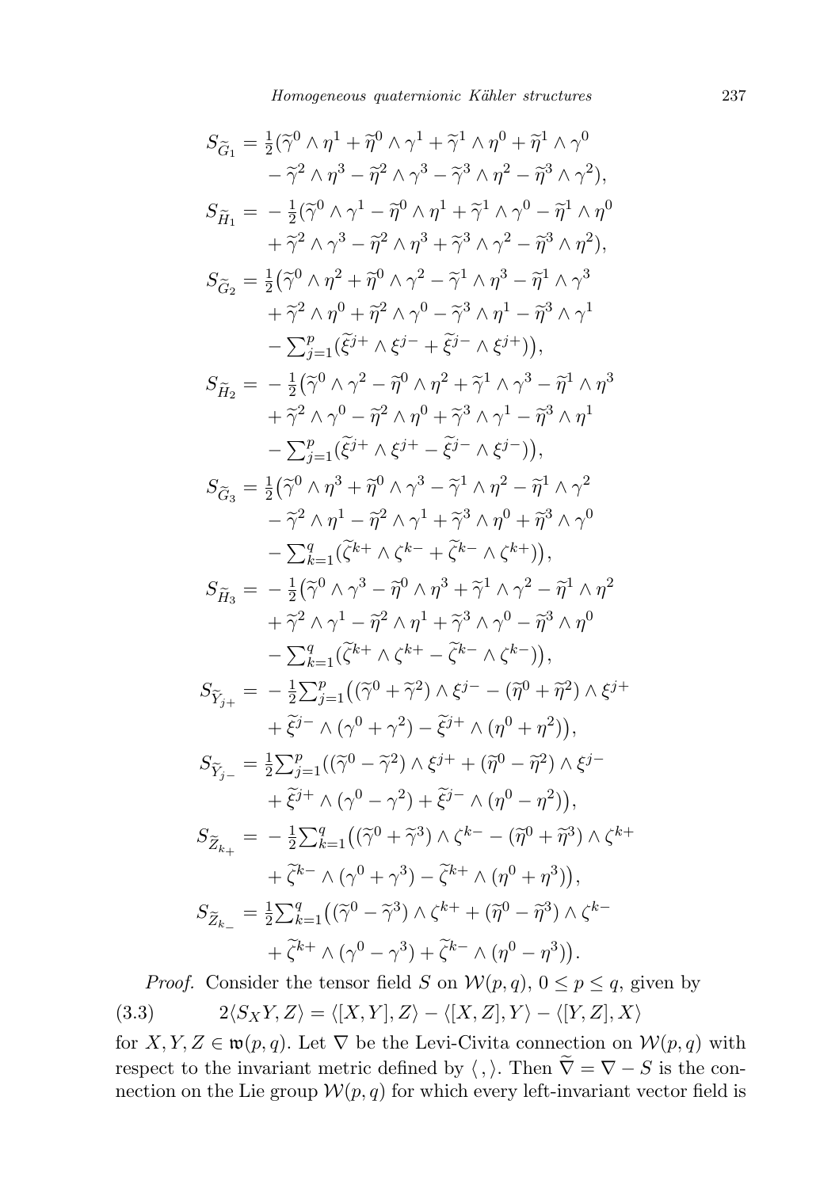$$
\begin{aligned}
S_{\widetilde{G}_1} = {} & \tfrac{1}{2}(\widetilde{\gamma}^0 \wedge \eta^1 + \widetilde{\eta}^0 \wedge \gamma^1 + \widetilde{\gamma}^1 \wedge \eta^0 + \widetilde{\eta}^1 \wedge \gamma^0 \\
& - \widetilde{\gamma}^2 \wedge \eta^3 - \widetilde{\eta}^2 \wedge \gamma^3 - \widetilde{\gamma}^3 \wedge \eta^2 - \widetilde{\eta}^3 \wedge \gamma^2), \\
S_{\widetilde{H}_1} = {} & -\tfrac{1}{2}(\widetilde{\gamma}^0 \wedge \gamma^1 - \widetilde{\eta}^0 \wedge \eta^1 + \widetilde{\gamma}^1 \wedge \gamma^0 - \widetilde{\eta}^1 \wedge \eta^0 \\
& + \widetilde{\gamma}^2 \wedge \gamma^3 - \widetilde{\eta}^2 \wedge \eta^3 + \widetilde{\gamma}^3 \wedge \gamma^2 - \widetilde{\eta}^3 \wedge \eta^2), \\
S_{\widetilde{G}_2} = {} & \tfrac{1}{2}\big(\widetilde{\gamma}^0 \wedge \eta^2 + \widetilde{\eta}^0 \wedge \gamma^2 - \widetilde{\gamma}^1 \wedge \eta^3 - \widetilde{\eta}^1 \wedge \gamma^3 \\
& + \widetilde{\gamma}^2 \wedge \eta^0 + \widetilde{\eta}^2 \wedge \gamma^0 - \widetilde{\gamma}^3 \wedge \eta^1 - \widetilde{\eta}^3 \wedge \gamma^1 \\
& - \textstyle\sum_{j=1}^{p}(\widetilde{\xi}^{j+} \wedge \xi^{j-} + \widetilde{\xi}^{j-} \wedge \xi^{j+})\big), \\
S_{\widetilde{H}_2} = {} & -\tfrac{1}{2}\big(\widetilde{\gamma}^0 \wedge \gamma^2 - \widetilde{\eta}^0 \wedge \eta^2 + \widetilde{\gamma}^1 \wedge \gamma^3 - \widetilde{\eta}^1 \wedge \eta^3 \\
& + \widetilde{\gamma}^2 \wedge \gamma^0 - \widetilde{\eta}^2 \wedge \eta^0 + \widetilde{\gamma}^3 \wedge \gamma^1 - \widetilde{\eta}^3 \wedge \eta^1 \\
& - \textstyle\sum_{j=1}^{p}(\widetilde{\xi}^{j+} \wedge \xi^{j+} - \widetilde{\xi}^{j-} \wedge \xi^{j-})\big), \\
S_{\widetilde{G}_3} = {} & \tfrac{1}{2}\big(\widetilde{\gamma}^0 \wedge \eta^3 + \widetilde{\eta}^0 \wedge \gamma^3 - \widetilde{\gamma}^1 \wedge \eta^2 - \widetilde{\eta}^1 \wedge \gamma^2 \\
& - \widetilde{\gamma}^2 \wedge \eta^1 - \widetilde{\eta}^2 \wedge \gamma^1 + \widetilde{\gamma}^3 \wedge \eta^0 + \widetilde{\eta}^3 \wedge \gamma^0 \\
& - \textstyle\sum_{k=1}^{q}(\widetilde{\zeta}^{k+} \wedge \zeta^{k-} + \widetilde{\zeta}^{k-} \wedge \zeta^{k+})\big), \\
S_{\widetilde{H}_3} = {} & -\tfrac{1}{2}\big(\widetilde{\gamma}^0 \wedge \gamma^3 - \widetilde{\eta}^0 \wedge \eta^3 + \widetilde{\gamma}^1 \wedge \gamma^2 - \widetilde{\eta}^1 \wedge \eta^2 \\
& + \widetilde{\gamma}^2 \wedge \gamma^1 - \widetilde{\eta}^2 \wedge \eta^1 + \widetilde{\gamma}^3 \wedge \gamma^0 - \widetilde{\eta}^3 \wedge \eta^0 \\
& - \textstyle\sum_{k=1}^{q}(\widetilde{\zeta}^{k+} \wedge \zeta^{k+} - \widetilde{\zeta}^{k-} \wedge \zeta^{k-})\big), \\
S_{\widetilde{Y}_{j+}} = {} & -\tfrac{1}{2}\textstyle\sum_{j=1}^{p}\big((\widetilde{\gamma}^0 + \widetilde{\gamma}^2) \wedge \xi^{j-} - (\widetilde{\eta}^0 + \widetilde{\eta}^2) \wedge \xi^{j+} \\
& + \widetilde{\xi}^{j-} \wedge (\gamma^0 + \gamma^2) - \widetilde{\xi}^{j+} \wedge (\eta^0 + \eta^2)\big), \\
S_{\widetilde{Y}_{j-}} = {} & \tfrac{1}{2}\textstyle\sum_{j=1}^{p}((\widetilde{\gamma}^0 - \widetilde{\gamma}^2) \wedge \xi^{j+} + (\widetilde{\eta}^0 - \widetilde{\eta}^2) \wedge \xi^{j-} \\
& + \widetilde{\xi}^{j+} \wedge (\gamma^0 - \gamma^2) + \widetilde{\xi}^{j-} \wedge (\eta^0 - \eta^2)\big), \\
S_{\widetilde{Z}_{k+}} = {} & -\tfrac{1}{2}\textstyle\sum_{k=1}^{q}\big((\widetilde{\gamma}^0 + \widetilde{\gamma}^3) \wedge \zeta^{k-} - (\widetilde{\eta}^0 + \widetilde{\eta}^3) \wedge \zeta^{k+} \\
& + \widetilde{\zeta}^{k-} \wedge (\gamma^0 + \gamma^3) - \widetilde{\zeta}^{k+} \wedge (\eta^0 + \eta^3)\big), \\
S_{\widetilde{Z}_{k-}} = {} & \tfrac{1}{2}\textstyle\sum_{k=1}^{q}\big((\widetilde{\gamma}^0 - \widetilde{\gamma}^3) \wedge \zeta^{k+} + (\widetilde{\eta}^0 - \widetilde{\eta}^3) \wedge \zeta^{k-} \\
& + \widetilde{\zeta}^{k+} \wedge (\gamma^0 - \gamma^3) + \widetilde{\zeta}^{k-} \wedge (\eta^0 - \eta^3)\big).
\end{aligned}
$$

*Proof.* Consider the tensor field $S$ on $\mathcal{W}(p,q)$, $0 \le p \le q$, given by

$$
2\langle S_X Y, Z\rangle = \langle [X,Y], Z\rangle - \langle [X,Z], Y\rangle - \langle [Y,Z], X\rangle \tag{3.3}
$$

for $X, Y, Z \in \mathfrak{w}(p,q)$. Let $\nabla$ be the Levi-Civita connection on $\mathcal{W}(p,q)$ with respect to the invariant metric defined by $\langle\, ,\rangle$. Then $\widetilde{\nabla} = \nabla - S$ is the connection on the Lie group $\mathcal{W}(p,q)$ for which every left-invariant vector field is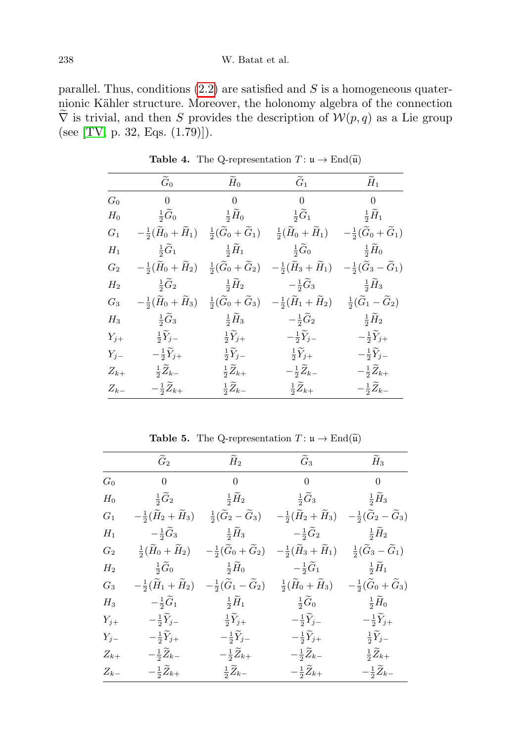parallel. Thus, conditions (2.2) are satisfied and $S$ is a homogeneous quaternionic Kähler structure. Moreover, the holonomy algebra of the connection $\widetilde{\nabla}$ is trivial, and then $S$ provides the description of $\mathcal{W}(p,q)$ as a Lie group (see [TV, p. 32, Eqs. (1.79)]).

**Table 4.** The Q-representation $T\colon \mathfrak{u} \to \mathrm{End}(\widetilde{\mathfrak{u}})$

| | $\widetilde{G}_0$ | $\widetilde{H}_0$ | $\widetilde{G}_1$ | $\widetilde{H}_1$ |
|---|---|---|---|---|
| $G_0$ | $0$ | $0$ | $0$ | $0$ |
| $H_0$ | $\frac{1}{2}\widetilde{G}_0$ | $\frac{1}{2}\widetilde{H}_0$ | $\frac{1}{2}\widetilde{G}_1$ | $\frac{1}{2}\widetilde{H}_1$ |
| $G_1$ | $-\frac{1}{2}(\widetilde{H}_0+\widetilde{H}_1)$ | $\frac{1}{2}(\widetilde{G}_0+\widetilde{G}_1)$ | $\frac{1}{2}(\widetilde{H}_0+\widetilde{H}_1)$ | $-\frac{1}{2}(\widetilde{G}_0+\widetilde{G}_1)$ |
| $H_1$ | $\frac{1}{2}\widetilde{G}_1$ | $\frac{1}{2}\widetilde{H}_1$ | $\frac{1}{2}\widetilde{G}_0$ | $\frac{1}{2}\widetilde{H}_0$ |
| $G_2$ | $-\frac{1}{2}(\widetilde{H}_0+\widetilde{H}_2)$ | $\frac{1}{2}(\widetilde{G}_0+\widetilde{G}_2)$ | $-\frac{1}{2}(\widetilde{H}_3+\widetilde{H}_1)$ | $-\frac{1}{2}(\widetilde{G}_3-\widetilde{G}_1)$ |
| $H_2$ | $\frac{1}{2}\widetilde{G}_2$ | $\frac{1}{2}\widetilde{H}_2$ | $-\frac{1}{2}\widetilde{G}_3$ | $\frac{1}{2}\widetilde{H}_3$ |
| $G_3$ | $-\frac{1}{2}(\widetilde{H}_0+\widetilde{H}_3)$ | $\frac{1}{2}(\widetilde{G}_0+\widetilde{G}_3)$ | $-\frac{1}{2}(\widetilde{H}_1+\widetilde{H}_2)$ | $\frac{1}{2}(\widetilde{G}_1-\widetilde{G}_2)$ |
| $H_3$ | $\frac{1}{2}\widetilde{G}_3$ | $\frac{1}{2}\widetilde{H}_3$ | $-\frac{1}{2}\widetilde{G}_2$ | $\frac{1}{2}\widetilde{H}_2$ |
| $Y_{j+}$ | $\frac{1}{2}\widetilde{Y}_{j-}$ | $\frac{1}{2}\widetilde{Y}_{j+}$ | $-\frac{1}{2}\widetilde{Y}_{j-}$ | $-\frac{1}{2}\widetilde{Y}_{j+}$ |
| $Y_{j-}$ | $-\frac{1}{2}\widetilde{Y}_{j+}$ | $\frac{1}{2}\widetilde{Y}_{j-}$ | $\frac{1}{2}\widetilde{Y}_{j+}$ | $-\frac{1}{2}\widetilde{Y}_{j-}$ |
| $Z_{k+}$ | $\frac{1}{2}\widetilde{Z}_{k-}$ | $\frac{1}{2}\widetilde{Z}_{k+}$ | $-\frac{1}{2}\widetilde{Z}_{k-}$ | $-\frac{1}{2}\widetilde{Z}_{k+}$ |
| $Z_{k-}$ | $-\frac{1}{2}\widetilde{Z}_{k+}$ | $\frac{1}{2}\widetilde{Z}_{k-}$ | $\frac{1}{2}\widetilde{Z}_{k+}$ | $-\frac{1}{2}\widetilde{Z}_{k-}$ |

**Table 5.** The Q-representation $T\colon \mathfrak{u} \to \mathrm{End}(\widetilde{\mathfrak{u}})$

| | $\widetilde{G}_2$ | $\widetilde{H}_2$ | $\widetilde{G}_3$ | $\widetilde{H}_3$ |
|---|---|---|---|---|
| $G_0$ | $0$ | $0$ | $0$ | $0$ |
| $H_0$ | $\frac{1}{2}\widetilde{G}_2$ | $\frac{1}{2}\widetilde{H}_2$ | $\frac{1}{2}\widetilde{G}_3$ | $\frac{1}{2}\widetilde{H}_3$ |
| $G_1$ | $-\frac{1}{2}(\widetilde{H}_2+\widetilde{H}_3)$ | $\frac{1}{2}(\widetilde{G}_2-\widetilde{G}_3)$ | $-\frac{1}{2}(\widetilde{H}_2+\widetilde{H}_3)$ | $-\frac{1}{2}(\widetilde{G}_2-\widetilde{G}_3)$ |
| $H_1$ | $-\frac{1}{2}\widetilde{G}_3$ | $\frac{1}{2}\widetilde{H}_3$ | $-\frac{1}{2}\widetilde{G}_2$ | $\frac{1}{2}\widetilde{H}_2$ |
| $G_2$ | $\frac{1}{2}(\widetilde{H}_0+\widetilde{H}_2)$ | $-\frac{1}{2}(\widetilde{G}_0+\widetilde{G}_2)$ | $-\frac{1}{2}(\widetilde{H}_3+\widetilde{H}_1)$ | $\frac{1}{2}(\widetilde{G}_3-\widetilde{G}_1)$ |
| $H_2$ | $\frac{1}{2}\widetilde{G}_0$ | $\frac{1}{2}\widetilde{H}_0$ | $-\frac{1}{2}\widetilde{G}_1$ | $\frac{1}{2}\widetilde{H}_1$ |
| $G_3$ | $-\frac{1}{2}(\widetilde{H}_1+\widetilde{H}_2)$ | $-\frac{1}{2}(\widetilde{G}_1-\widetilde{G}_2)$ | $\frac{1}{2}(\widetilde{H}_0+\widetilde{H}_3)$ | $-\frac{1}{2}(\widetilde{G}_0+\widetilde{G}_3)$ |
| $H_3$ | $-\frac{1}{2}\widetilde{G}_1$ | $\frac{1}{2}\widetilde{H}_1$ | $\frac{1}{2}\widetilde{G}_0$ | $\frac{1}{2}\widetilde{H}_0$ |
| $Y_{j+}$ | $-\frac{1}{2}\widetilde{Y}_{j-}$ | $\frac{1}{2}\widetilde{Y}_{j+}$ | $-\frac{1}{2}\widetilde{Y}_{j-}$ | $-\frac{1}{2}\widetilde{Y}_{j+}$ |
| $Y_{j-}$ | $-\frac{1}{2}\widetilde{Y}_{j+}$ | $-\frac{1}{2}\widetilde{Y}_{j-}$ | $-\frac{1}{2}\widetilde{Y}_{j+}$ | $\frac{1}{2}\widetilde{Y}_{j-}$ |
| $Z_{k+}$ | $-\frac{1}{2}\widetilde{Z}_{k-}$ | $-\frac{1}{2}\widetilde{Z}_{k+}$ | $-\frac{1}{2}\widetilde{Z}_{k-}$ | $\frac{1}{2}\widetilde{Z}_{k+}$ |
| $Z_{k-}$ | $-\frac{1}{2}\widetilde{Z}_{k+}$ | $\frac{1}{2}\widetilde{Z}_{k-}$ | $-\frac{1}{2}\widetilde{Z}_{k+}$ | $-\frac{1}{2}\widetilde{Z}_{k-}$ |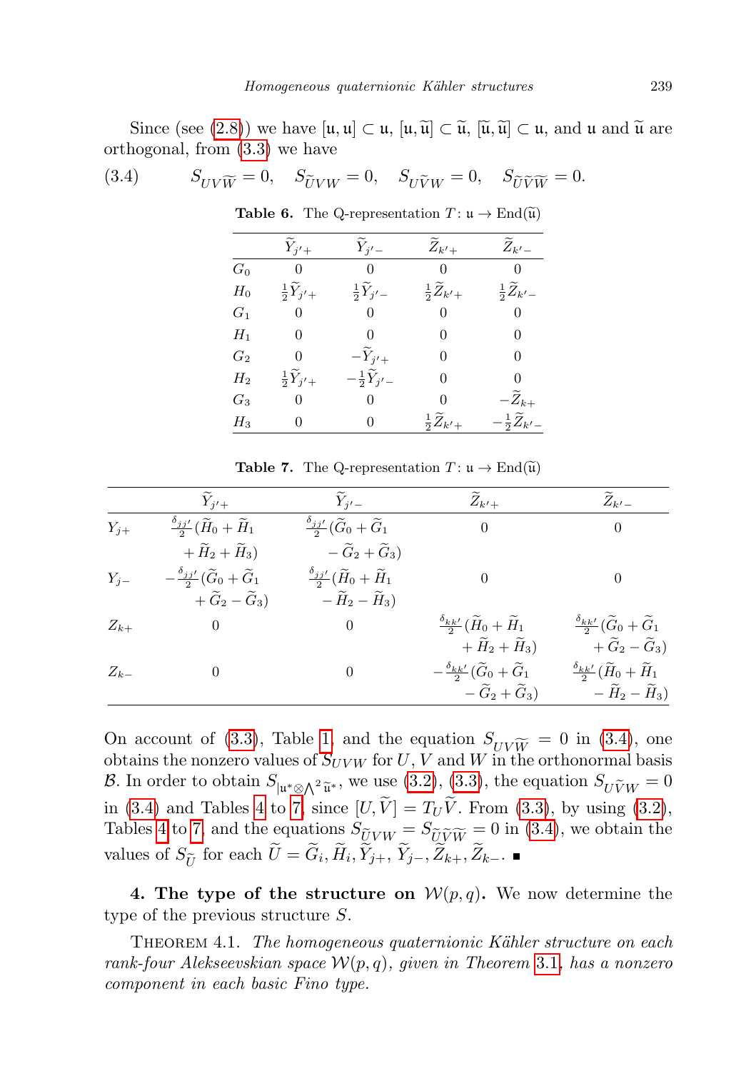Since (see (2.8)) we have $[\mathfrak{u},\mathfrak{u}] \subset \mathfrak{u}$, $[\mathfrak{u},\widetilde{\mathfrak{u}}] \subset \widetilde{\mathfrak{u}}$, $[\widetilde{\mathfrak{u}},\widetilde{\mathfrak{u}}] \subset \mathfrak{u}$, and $\mathfrak{u}$ and $\widetilde{\mathfrak{u}}$ are orthogonal, from (3.3) we have

$$S_{UV\widetilde{W}} = 0, \quad S_{\widetilde{U}VW} = 0, \quad S_{U\widetilde{V}W} = 0, \quad S_{\widetilde{U}\widetilde{V}\widetilde{W}} = 0. \tag{3.4}$$

**Table 6.** The Q-representation $T\colon \mathfrak{u} \to \mathrm{End}(\widetilde{\mathfrak{u}})$

| | $\widetilde{Y}_{j'+}$ | $\widetilde{Y}_{j'-}$ | $\widetilde{Z}_{k'+}$ | $\widetilde{Z}_{k'-}$ |
|---|---|---|---|---|
| $G_0$ | $0$ | $0$ | $0$ | $0$ |
| $H_0$ | $\frac{1}{2}\widetilde{Y}_{j'+}$ | $\frac{1}{2}\widetilde{Y}_{j'-}$ | $\frac{1}{2}\widetilde{Z}_{k'+}$ | $\frac{1}{2}\widetilde{Z}_{k'-}$ |
| $G_1$ | $0$ | $0$ | $0$ | $0$ |
| $H_1$ | $0$ | $0$ | $0$ | $0$ |
| $G_2$ | $0$ | $-\widetilde{Y}_{j'+}$ | $0$ | $0$ |
| $H_2$ | $\frac{1}{2}\widetilde{Y}_{j'+}$ | $-\frac{1}{2}\widetilde{Y}_{j'-}$ | $0$ | $0$ |
| $G_3$ | $0$ | $0$ | $0$ | $-\widetilde{Z}_{k+}$ |
| $H_3$ | $0$ | $0$ | $\frac{1}{2}\widetilde{Z}_{k'+}$ | $-\frac{1}{2}\widetilde{Z}_{k'-}$ |

**Table 7.** The Q-representation $T\colon \mathfrak{u} \to \mathrm{End}(\widetilde{\mathfrak{u}})$

| | $\widetilde{Y}_{j'+}$ | $\widetilde{Y}_{j'-}$ | $\widetilde{Z}_{k'+}$ | $\widetilde{Z}_{k'-}$ |
|---|---|---|---|---|
| $Y_{j+}$ | $\frac{\delta_{jj'}}{2}(\widetilde{H}_0+\widetilde{H}_1+\widetilde{H}_2+\widetilde{H}_3)$ | $\frac{\delta_{jj'}}{2}(\widetilde{G}_0+\widetilde{G}_1-\widetilde{G}_2+\widetilde{G}_3)$ | $0$ | $0$ |
| $Y_{j-}$ | $-\frac{\delta_{jj'}}{2}(\widetilde{G}_0+\widetilde{G}_1+\widetilde{G}_2-\widetilde{G}_3)$ | $\frac{\delta_{jj'}}{2}(\widetilde{H}_0+\widetilde{H}_1-\widetilde{H}_2-\widetilde{H}_3)$ | $0$ | $0$ |
| $Z_{k+}$ | $0$ | $0$ | $\frac{\delta_{kk'}}{2}(\widetilde{H}_0+\widetilde{H}_1+\widetilde{H}_2+\widetilde{H}_3)$ | $\frac{\delta_{kk'}}{2}(\widetilde{G}_0+\widetilde{G}_1+\widetilde{G}_2-\widetilde{G}_3)$ |
| $Z_{k-}$ | $0$ | $0$ | $-\frac{\delta_{kk'}}{2}(\widetilde{G}_0+\widetilde{G}_1-\widetilde{G}_2+\widetilde{G}_3)$ | $\frac{\delta_{kk'}}{2}(\widetilde{H}_0+\widetilde{H}_1-\widetilde{H}_2-\widetilde{H}_3)$ |

On account of (3.3), Table 1, and the equation $S_{UV\widetilde{W}} = 0$ in (3.4), one obtains the nonzero values of $S_{UVW}$ for $U$, $V$ and $W$ in the orthonormal basis $\mathcal{B}$. In order to obtain $S_{|\mathfrak{u}^*\otimes\bigwedge^2\widetilde{\mathfrak{u}}^*}$, we use (3.2), (3.3), the equation $S_{U\widetilde{V}W} = 0$ in (3.4) and Tables 4 to 7, since $[U,\widetilde{V}] = T_U\widetilde{V}$. From (3.3), by using (3.2), Tables 4 to 7, and the equations $S_{\widetilde{U}VW} = S_{\widetilde{U}\widetilde{V}\widetilde{W}} = 0$ in (3.4), we obtain the values of $S_{\widetilde{U}}$ for each $\widetilde{U} = \widetilde{G}_i, \widetilde{H}_i, \widetilde{Y}_{j+}, \widetilde{Y}_{j-}, \widetilde{Z}_{k+}, \widetilde{Z}_{k-}$. ∎

**4. The type of the structure on $\mathcal{W}(p,q)$.** We now determine the type of the previous structure $S$.

Theorem 4.1. *The homogeneous quaternionic Kähler structure on each rank-four Alekseevskian space $\mathcal{W}(p,q)$, given in Theorem 3.1, has a nonzero component in each basic Fino type.*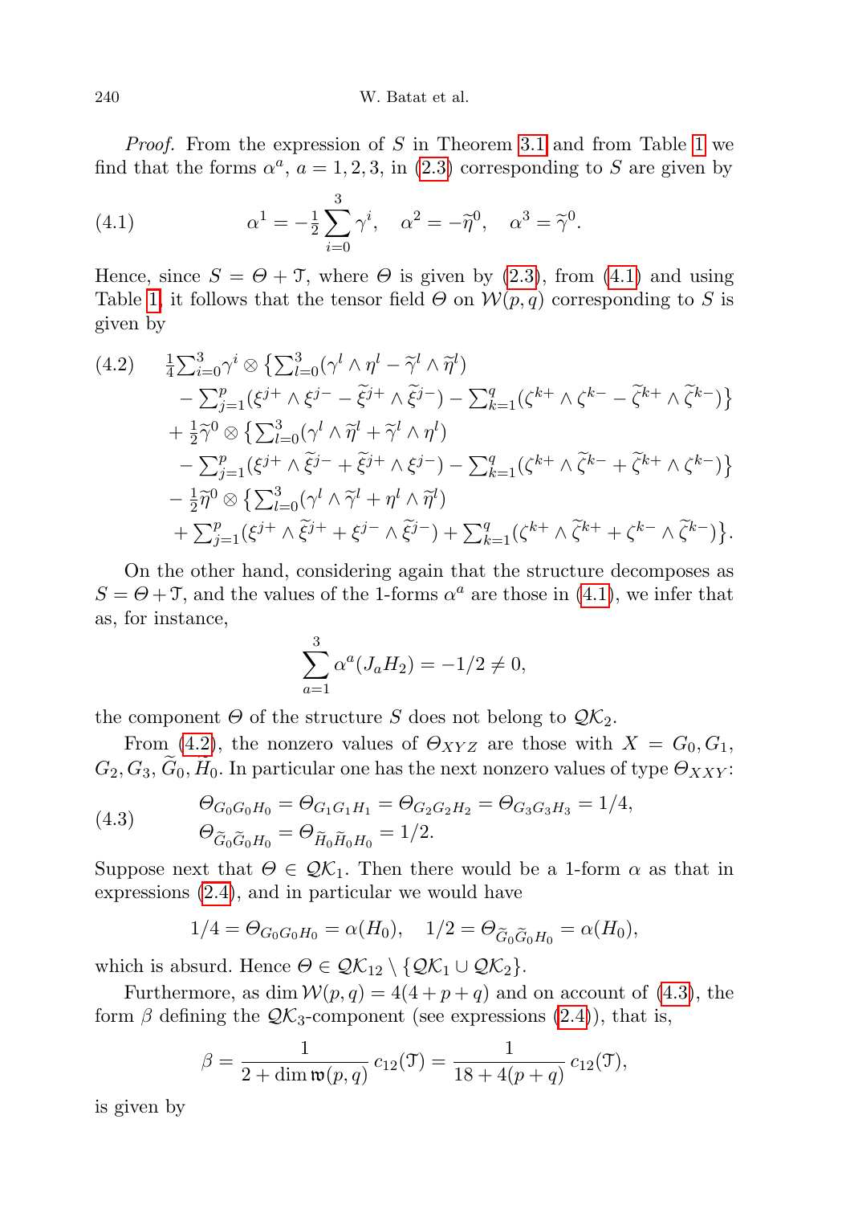*Proof.* From the expression of $S$ in Theorem 3.1 and from Table 1 we find that the forms $\alpha^a$, $a = 1, 2, 3$, in (2.3) corresponding to $S$ are given by

$$\alpha^1 = -\tfrac{1}{2}\sum_{i=0}^{3}\gamma^i, \quad \alpha^2 = -\widetilde{\eta}^0, \quad \alpha^3 = \widetilde{\gamma}^0. \tag{4.1}$$

Hence, since $S = \Theta + \mathfrak{T}$, where $\Theta$ is given by (2.3), from (4.1) and using Table 1, it follows that the tensor field $\Theta$ on $\mathcal{W}(p,q)$ corresponding to $S$ is given by

$$\begin{aligned}
&\tfrac{1}{4}\textstyle\sum_{i=0}^{3}\gamma^i \otimes \big\{\sum_{l=0}^{3}(\gamma^l \wedge \eta^l - \widetilde{\gamma}^l \wedge \widetilde{\eta}^l) \\
&\quad - \textstyle\sum_{j=1}^{p}(\xi^{j+} \wedge \xi^{j-} - \widetilde{\xi}^{j+} \wedge \widetilde{\xi}^{j-}) - \sum_{k=1}^{q}(\zeta^{k+} \wedge \zeta^{k-} - \widetilde{\zeta}^{k+} \wedge \widetilde{\zeta}^{k-})\big\} \\
&+ \tfrac{1}{2}\widetilde{\gamma}^0 \otimes \big\{\textstyle\sum_{l=0}^{3}(\gamma^l \wedge \widetilde{\eta}^l + \widetilde{\gamma}^l \wedge \eta^l) \\
&\quad - \textstyle\sum_{j=1}^{p}(\xi^{j+} \wedge \widetilde{\xi}^{j-} + \widetilde{\xi}^{j+} \wedge \xi^{j-}) - \sum_{k=1}^{q}(\zeta^{k+} \wedge \widetilde{\zeta}^{k-} + \widetilde{\zeta}^{k+} \wedge \zeta^{k-})\big\} \\
&- \tfrac{1}{2}\widetilde{\eta}^0 \otimes \big\{\textstyle\sum_{l=0}^{3}(\gamma^l \wedge \widetilde{\gamma}^l + \eta^l \wedge \widetilde{\eta}^l) \\
&\quad + \textstyle\sum_{j=1}^{p}(\xi^{j+} \wedge \widetilde{\xi}^{j+} + \xi^{j-} \wedge \widetilde{\xi}^{j-}) + \sum_{k=1}^{q}(\zeta^{k+} \wedge \widetilde{\zeta}^{k+} + \zeta^{k-} \wedge \widetilde{\zeta}^{k-})\big\}.
\end{aligned} \tag{4.2}$$

On the other hand, considering again that the structure decomposes as $S = \Theta + \mathfrak{T}$, and the values of the 1-forms $\alpha^a$ are those in (4.1), we infer that as, for instance,

$$\sum_{a=1}^{3}\alpha^a(J_a H_2) = -1/2 \neq 0,$$

the component $\Theta$ of the structure $S$ does not belong to $\mathcal{QK}_2$.

From (4.2), the nonzero values of $\Theta_{XYZ}$ are those with $X = G_0, G_1, G_2, G_3, \widetilde{G}_0, \widetilde{H}_0$. In particular one has the next nonzero values of type $\Theta_{XXY}$:

$$\begin{aligned}
&\Theta_{G_0G_0H_0} = \Theta_{G_1G_1H_1} = \Theta_{G_2G_2H_2} = \Theta_{G_3G_3H_3} = 1/4, \\
&\Theta_{\widetilde{G}_0\widetilde{G}_0H_0} = \Theta_{\widetilde{H}_0\widetilde{H}_0H_0} = 1/2.
\end{aligned} \tag{4.3}$$

Suppose next that $\Theta \in \mathcal{QK}_1$. Then there would be a 1-form $\alpha$ as that in expressions (2.4), and in particular we would have

$$1/4 = \Theta_{G_0G_0H_0} = \alpha(H_0), \quad 1/2 = \Theta_{\widetilde{G}_0\widetilde{G}_0H_0} = \alpha(H_0),$$

which is absurd. Hence $\Theta \in \mathcal{QK}_{12} \setminus \{\mathcal{QK}_1 \cup \mathcal{QK}_2\}$.

Furthermore, as $\dim \mathcal{W}(p,q) = 4(4+p+q)$ and on account of (4.3), the form $\beta$ defining the $\mathcal{QK}_3$-component (see expressions (2.4)), that is,

$$\beta = \frac{1}{2 + \dim \mathfrak{w}(p,q)}\, c_{12}(\mathfrak{T}) = \frac{1}{18 + 4(p+q)}\, c_{12}(\mathfrak{T}),$$

is given by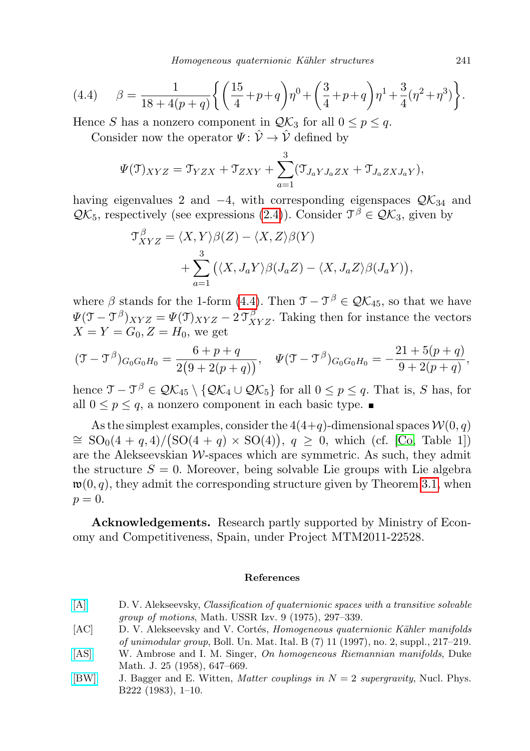$$
(4.4) \qquad \beta = \frac{1}{18+4(p+q)}\left\{ \left(\frac{15}{4}+p+q\right)\eta^0 + \left(\frac{3}{4}+p+q\right)\eta^1 + \frac{3}{4}(\eta^2+\eta^3) \right\}.
$$

Hence $S$ has a nonzero component in $\mathcal{QK}_3$ for all $0 \le p \le q$.

Consider now the operator $\Psi\colon \hat{\mathcal{V}} \to \hat{\mathcal{V}}$ defined by

$$
\Psi(\mathcal{T})_{XYZ} = \mathcal{T}_{YZX} + \mathcal{T}_{ZXY} + \sum_{a=1}^{3} (\mathcal{T}_{J_aYJ_aZX} + \mathcal{T}_{J_aZXJ_aY}),
$$

having eigenvalues 2 and $-4$, with corresponding eigenspaces $\mathcal{QK}_{34}$ and $\mathcal{QK}_5$, respectively (see expressions (2.4)). Consider $\mathcal{T}^\beta \in \mathcal{QK}_3$, given by

$$
\begin{aligned}
\mathcal{T}^\beta_{XYZ} &= \langle X, Y\rangle \beta(Z) - \langle X, Z\rangle \beta(Y) \\
&\quad + \sum_{a=1}^{3} \big( \langle X, J_aY\rangle \beta(J_aZ) - \langle X, J_aZ\rangle \beta(J_aY) \big),
\end{aligned}
$$

where $\beta$ stands for the 1-form (4.4). Then $\mathcal{T} - \mathcal{T}^\beta \in \mathcal{QK}_{45}$, so that we have $\Psi(\mathcal{T}-\mathcal{T}^\beta)_{XYZ} = \Psi(\mathcal{T})_{XYZ} - 2\,\mathcal{T}^\beta_{XYZ}$. Taking then for instance the vectors $X = Y = G_0$, $Z = H_0$, we get

$$
(\mathcal{T}-\mathcal{T}^\beta)_{G_0G_0H_0} = \frac{6+p+q}{2\big(9+2(p+q)\big)}, \quad \Psi(\mathcal{T}-\mathcal{T}^\beta)_{G_0G_0H_0} = -\frac{21+5(p+q)}{9+2(p+q)},
$$

hence $\mathcal{T} - \mathcal{T}^\beta \in \mathcal{QK}_{45} \setminus \{\mathcal{QK}_4 \cup \mathcal{QK}_5\}$ for all $0 \le p \le q$. That is, $S$ has, for all $0 \le p \le q$, a nonzero component in each basic type. ∎

As the simplest examples, consider the $4(4+q)$-dimensional spaces $\mathcal{W}(0,q) \cong \mathrm{SO}_0(4+q,4)/\big(\mathrm{SO}(4+q)\times \mathrm{SO}(4)\big)$, $q \ge 0$, which (cf. [Co, Table 1]) are the Alekseevskian $\mathcal{W}$-spaces which are symmetric. As such, they admit the structure $S = 0$. Moreover, being solvable Lie groups with Lie algebra $\mathfrak{w}(0,q)$, they admit the corresponding structure given by Theorem 3.1, when $p = 0$.

**Acknowledgements.** Research partly supported by Ministry of Economy and Competitiveness, Spain, under Project MTM2011-22528.

## References

[A] D. V. Alekseevsky, *Classification of quaternionic spaces with a transitive solvable group of motions*, Math. USSR Izv. 9 (1975), 297–339.

[AC] D. V. Alekseevsky and V. Cortés, *Homogeneous quaternionic Kähler manifolds of unimodular group*, Boll. Un. Mat. Ital. B (7) 11 (1997), no. 2, suppl., 217–219.

[AS] W. Ambrose and I. M. Singer, *On homogeneous Riemannian manifolds*, Duke Math. J. 25 (1958), 647–669.

[BW] J. Bagger and E. Witten, *Matter couplings in $N = 2$ supergravity*, Nucl. Phys. B222 (1983), 1–10.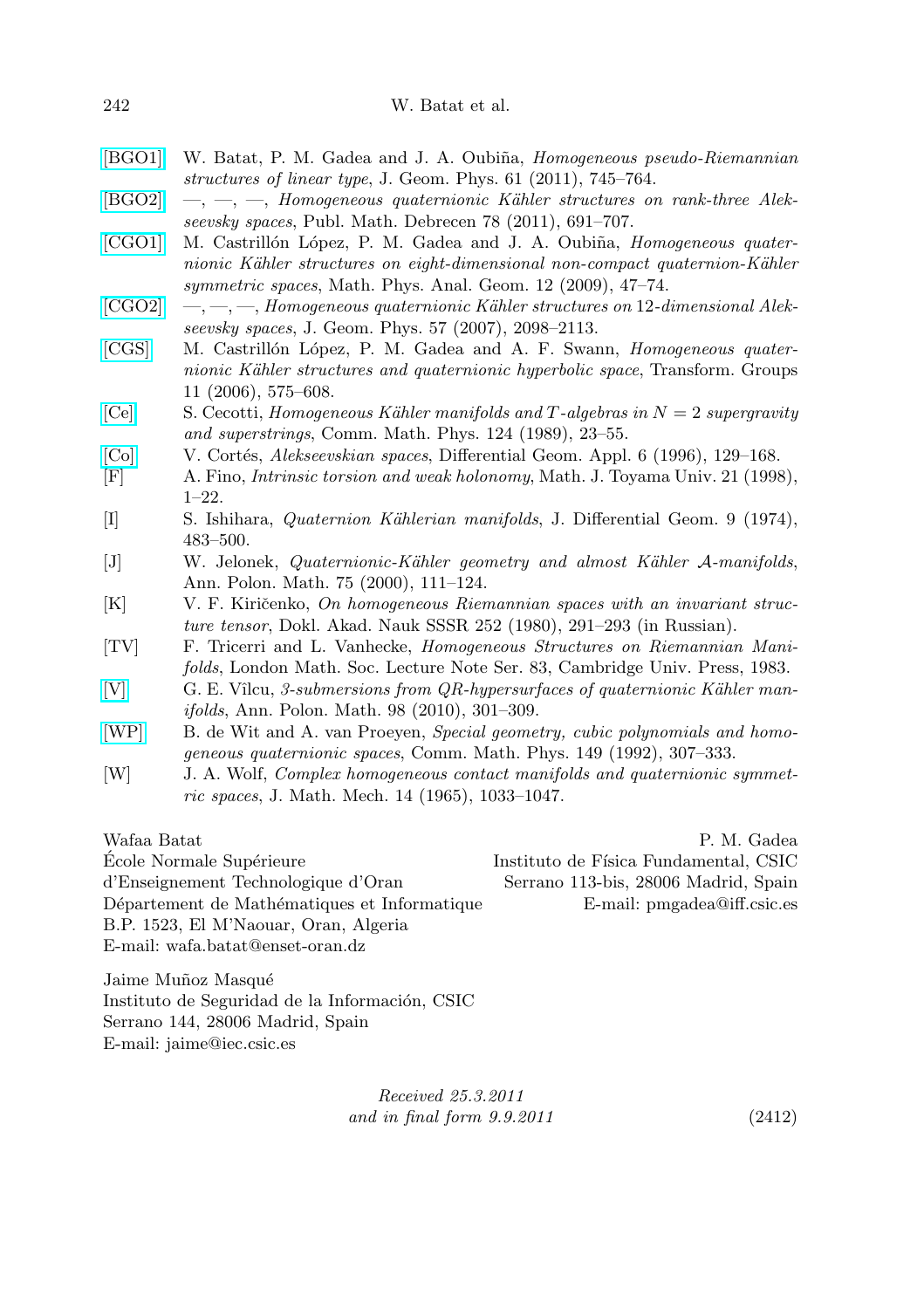[BGO1] W. Batat, P. M. Gadea and J. A. Oubiña, *Homogeneous pseudo-Riemannian structures of linear type*, J. Geom. Phys. 61 (2011), 745–764.

[BGO2] —, —, —, *Homogeneous quaternionic Kähler structures on rank-three Alekseevsky spaces*, Publ. Math. Debrecen 78 (2011), 691–707.

[CGO1] M. Castrillón López, P. M. Gadea and J. A. Oubiña, *Homogeneous quaternionic Kähler structures on eight-dimensional non-compact quaternion-Kähler symmetric spaces*, Math. Phys. Anal. Geom. 12 (2009), 47–74.

[CGO2] —, —, —, *Homogeneous quaternionic Kähler structures on* 12*-dimensional Alekseevsky spaces*, J. Geom. Phys. 57 (2007), 2098–2113.

[CGS] M. Castrillón López, P. M. Gadea and A. F. Swann, *Homogeneous quaternionic Kähler structures and quaternionic hyperbolic space*, Transform. Groups 11 (2006), 575–608.

[Ce] S. Cecotti, *Homogeneous Kähler manifolds and $T$-algebras in $N = 2$ supergravity and superstrings*, Comm. Math. Phys. 124 (1989), 23–55.

[Co] V. Cortés, *Alekseevskian spaces*, Differential Geom. Appl. 6 (1996), 129–168.

[F] A. Fino, *Intrinsic torsion and weak holonomy*, Math. J. Toyama Univ. 21 (1998), 1–22.

[I] S. Ishihara, *Quaternion Kählerian manifolds*, J. Differential Geom. 9 (1974), 483–500.

[J] W. Jelonek, *Quaternionic-Kähler geometry and almost Kähler $\mathcal{A}$-manifolds*, Ann. Polon. Math. 75 (2000), 111–124.

[K] V. F. Kiričenko, *On homogeneous Riemannian spaces with an invariant structure tensor*, Dokl. Akad. Nauk SSSR 252 (1980), 291–293 (in Russian).

[TV] F. Tricerri and L. Vanhecke, *Homogeneous Structures on Riemannian Manifolds*, London Math. Soc. Lecture Note Ser. 83, Cambridge Univ. Press, 1983.

[V] G. E. Vîlcu, *3-submersions from QR-hypersurfaces of quaternionic Kähler manifolds*, Ann. Polon. Math. 98 (2010), 301–309.

[WP] B. de Wit and A. van Proeyen, *Special geometry, cubic polynomials and homogeneous quaternionic spaces*, Comm. Math. Phys. 149 (1992), 307–333.

[W] J. A. Wolf, *Complex homogeneous contact manifolds and quaternionic symmetric spaces*, J. Math. Mech. 14 (1965), 1033–1047.

Wafaa Batat
École Normale Supérieure
d'Enseignement Technologique d'Oran
Département de Mathématiques et Informatique
B.P. 1523, El M'Naouar, Oran, Algeria
E-mail: wafa.batat@enset-oran.dz

P. M. Gadea
Instituto de Física Fundamental, CSIC
Serrano 113-bis, 28006 Madrid, Spain
E-mail: pmgadea@iff.csic.es

Jaime Muñoz Masqué
Instituto de Seguridad de la Información, CSIC
Serrano 144, 28006 Madrid, Spain
E-mail: jaime@iec.csic.es

*Received 25.3.2011*
*and in final form 9.9.2011* (2412)